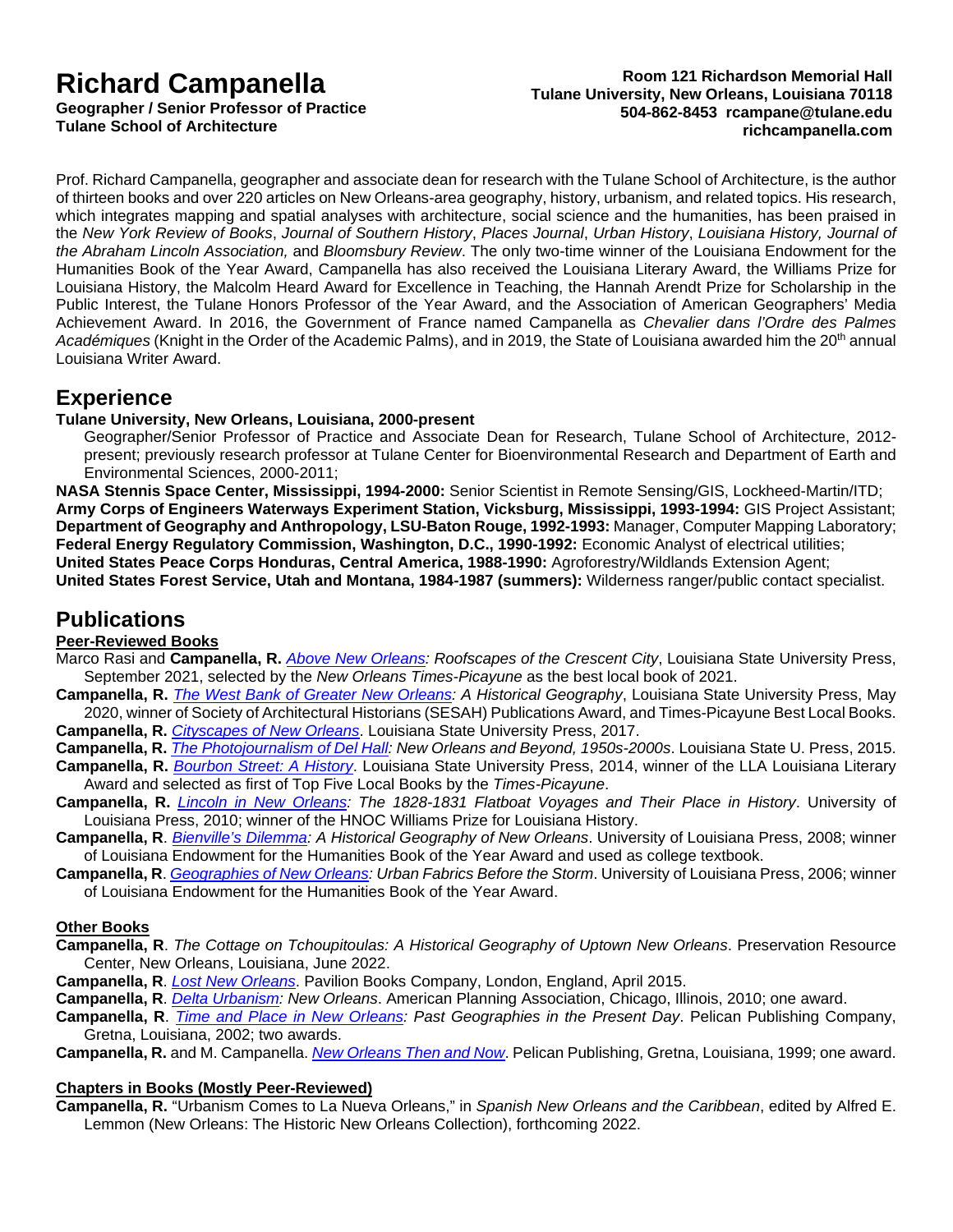# Richard Campanella

**Geographer / Senior Professor of Practice**
**Tulane School of Architecture**

**Room 121 Richardson Memorial Hall**
**Tulane University, New Orleans, Louisiana 70118**
**504-862-8453 rcampane@tulane.edu**
**richcampanella.com**

Prof. Richard Campanella, geographer and associate dean for research with the Tulane School of Architecture, is the author of thirteen books and over 220 articles on New Orleans-area geography, history, urbanism, and related topics. His research, which integrates mapping and spatial analyses with architecture, social science and the humanities, has been praised in the *New York Review of Books*, *Journal of Southern History*, *Places Journal*, *Urban History*, *Louisiana History, Journal of the Abraham Lincoln Association,* and *Bloomsbury Review*. The only two-time winner of the Louisiana Endowment for the Humanities Book of the Year Award, Campanella has also received the Louisiana Literary Award, the Williams Prize for Louisiana History, the Malcolm Heard Award for Excellence in Teaching, the Hannah Arendt Prize for Scholarship in the Public Interest, the Tulane Honors Professor of the Year Award, and the Association of American Geographers' Media Achievement Award. In 2016, the Government of France named Campanella as *Chevalier dans l'Ordre des Palmes Académiques* (Knight in the Order of the Academic Palms), and in 2019, the State of Louisiana awarded him the 20th annual Louisiana Writer Award.

## Experience

**Tulane University, New Orleans, Louisiana, 2000-present**

Geographer/Senior Professor of Practice and Associate Dean for Research, Tulane School of Architecture, 2012-present; previously research professor at Tulane Center for Bioenvironmental Research and Department of Earth and Environmental Sciences, 2000-2011;

**NASA Stennis Space Center, Mississippi, 1994-2000:** Senior Scientist in Remote Sensing/GIS, Lockheed-Martin/ITD;
**Army Corps of Engineers Waterways Experiment Station, Vicksburg, Mississippi, 1993-1994:** GIS Project Assistant;
**Department of Geography and Anthropology, LSU-Baton Rouge, 1992-1993:** Manager, Computer Mapping Laboratory;
**Federal Energy Regulatory Commission, Washington, D.C., 1990-1992:** Economic Analyst of electrical utilities;
**United States Peace Corps Honduras, Central America, 1988-1990:** Agroforestry/Wildlands Extension Agent;
**United States Forest Service, Utah and Montana, 1984-1987 (summers):** Wilderness ranger/public contact specialist.

## Publications

### Peer-Reviewed Books

Marco Rasi and **Campanella, R.** *Above New Orleans: Roofscapes of the Crescent City*, Louisiana State University Press, September 2021, selected by the *New Orleans Times-Picayune* as the best local book of 2021.

**Campanella, R.** *The West Bank of Greater New Orleans: A Historical Geography*, Louisiana State University Press, May 2020, winner of Society of Architectural Historians (SESAH) Publications Award, and Times-Picayune Best Local Books.

**Campanella, R.** *Cityscapes of New Orleans*. Louisiana State University Press, 2017.

**Campanella, R.** *The Photojournalism of Del Hall: New Orleans and Beyond, 1950s-2000s*. Louisiana State U. Press, 2015.

**Campanella, R.** *Bourbon Street: A History*. Louisiana State University Press, 2014, winner of the LLA Louisiana Literary Award and selected as first of Top Five Local Books by the *Times-Picayune*.

**Campanella, R.** *Lincoln in New Orleans: The 1828-1831 Flatboat Voyages and Their Place in History*. University of Louisiana Press, 2010; winner of the HNOC Williams Prize for Louisiana History.

**Campanella, R**. *Bienville's Dilemma: A Historical Geography of New Orleans*. University of Louisiana Press, 2008; winner of Louisiana Endowment for the Humanities Book of the Year Award and used as college textbook.

**Campanella, R**. *Geographies of New Orleans: Urban Fabrics Before the Storm*. University of Louisiana Press, 2006; winner of Louisiana Endowment for the Humanities Book of the Year Award.

### Other Books

**Campanella, R**. *The Cottage on Tchoupitoulas: A Historical Geography of Uptown New Orleans*. Preservation Resource Center, New Orleans, Louisiana, June 2022.

**Campanella, R**. *Lost New Orleans*. Pavilion Books Company, London, England, April 2015.

**Campanella, R**. *Delta Urbanism: New Orleans*. American Planning Association, Chicago, Illinois, 2010; one award.

**Campanella, R**. *Time and Place in New Orleans: Past Geographies in the Present Day*. Pelican Publishing Company, Gretna, Louisiana, 2002; two awards.

**Campanella, R.** and M. Campanella. *New Orleans Then and Now*. Pelican Publishing, Gretna, Louisiana, 1999; one award.

### Chapters in Books (Mostly Peer-Reviewed)

**Campanella, R.** "Urbanism Comes to La Nueva Orleans," in *Spanish New Orleans and the Caribbean*, edited by Alfred E. Lemmon (New Orleans: The Historic New Orleans Collection), forthcoming 2022.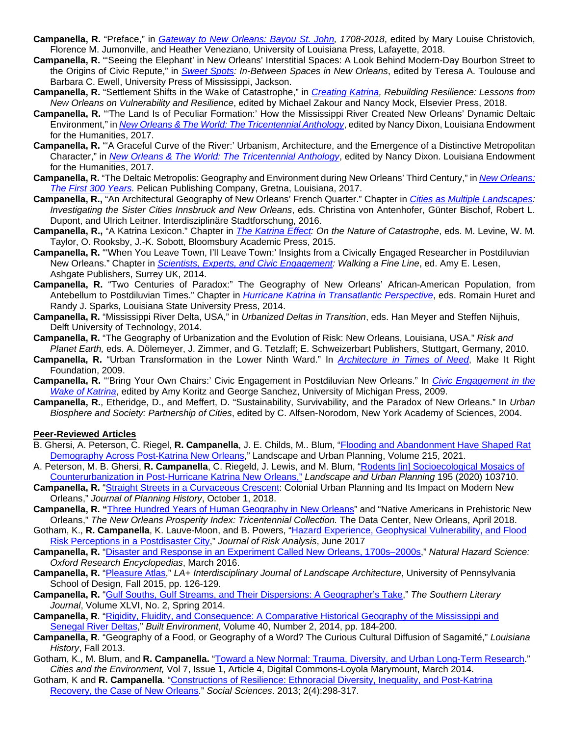**Campanella, R.** "Preface," in *Gateway to New Orleans: Bayou St. John, 1708-2018*, edited by Mary Louise Christovich, Florence M. Jumonville, and Heather Veneziano, University of Louisiana Press, Lafayette, 2018.

**Campanella, R.** "'Seeing the Elephant' in New Orleans' Interstitial Spaces: A Look Behind Modern-Day Bourbon Street to the Origins of Civic Repute," in *Sweet Spots: In-Between Spaces in New Orleans*, edited by Teresa A. Toulouse and Barbara C. Ewell, University Press of Mississippi, Jackson.

**Campanella, R.** "Settlement Shifts in the Wake of Catastrophe," in *Creating Katrina, Rebuilding Resilience: Lessons from New Orleans on Vulnerability and Resilience*, edited by Michael Zakour and Nancy Mock, Elsevier Press, 2018.

**Campanella, R.** "'The Land Is of Peculiar Formation:' How the Mississippi River Created New Orleans' Dynamic Deltaic Environment," in *New Orleans & The World: The Tricentennial Anthology*, edited by Nancy Dixon, Louisiana Endowment for the Humanities, 2017.

**Campanella, R.** "'A Graceful Curve of the River:' Urbanism, Architecture, and the Emergence of a Distinctive Metropolitan Character," in *New Orleans & The World: The Tricentennial Anthology*, edited by Nancy Dixon. Louisiana Endowment for the Humanities, 2017.

**Campanella, R.** "The Deltaic Metropolis: Geography and Environment during New Orleans' Third Century," in *New Orleans: The First 300 Years.* Pelican Publishing Company, Gretna, Louisiana, 2017.

**Campanella, R.,** "An Architectural Geography of New Orleans' French Quarter." Chapter in *Cities as Multiple Landscapes: Investigating the Sister Cities Innsbruck and New Orleans*, eds. Christina von Antenhofer, Günter Bischof, Robert L. Dupont, and Ulrich Leitner. Interdisziplinäre Stadtforschung, 2016.

**Campanella, R.,** "A Katrina Lexicon." Chapter in *The Katrina Effect: On the Nature of Catastrophe*, eds. M. Levine, W. M. Taylor, O. Rooksby, J.-K. Sobott, Bloomsbury Academic Press, 2015.

**Campanella, R.** "'When You Leave Town, I'll Leave Town:' Insights from a Civically Engaged Researcher in Postdiluvian New Orleans." Chapter in *Scientists, Experts, and Civic Engagement: Walking a Fine Line*, ed. Amy E. Lesen, Ashgate Publishers, Surrey UK, 2014.

**Campanella, R.** "Two Centuries of Paradox:" The Geography of New Orleans' African-American Population, from Antebellum to Postdiluvian Times." Chapter in *Hurricane Katrina in Transatlantic Perspective*, eds. Romain Huret and Randy J. Sparks, Louisiana State University Press, 2014.

**Campanella, R.** "Mississippi River Delta, USA," in *Urbanized Deltas in Transition*, eds. Han Meyer and Steffen Nijhuis, Delft University of Technology, 2014.

**Campanella, R.** "The Geography of Urbanization and the Evolution of Risk: New Orleans, Louisiana, USA." *Risk and Planet Earth,* eds. A. Dölemeyer, J. Zimmer, and G. Tetzlaff; E. Schweizerbart Publishers, Stuttgart, Germany, 2010.

**Campanella, R.** "Urban Transformation in the Lower Ninth Ward." In *Architecture in Times of Need*, Make It Right Foundation, 2009.

**Campanella, R.** "'Bring Your Own Chairs:' Civic Engagement in Postdiluvian New Orleans." In *Civic Engagement in the Wake of Katrina*, edited by Amy Koritz and George Sanchez, University of Michigan Press, 2009.

**Campanella, R.**, Etheridge, D., and Meffert, D. "Sustainability, Survivability, and the Paradox of New Orleans." In *Urban Biosphere and Society: Partnership of Cities*, edited by C. Alfsen-Norodom, New York Academy of Sciences, 2004.

**Peer-Reviewed Articles**

B. Ghersi, A. Peterson, C. Riegel, **R. Campanella**, J. E. Childs, M.. Blum, "Flooding and Abandonment Have Shaped Rat Demography Across Post-Katrina New Orleans," Landscape and Urban Planning, Volume 215, 2021.

A. Peterson, M. B. Ghersi, **R. Campanella**, C. Riegeld, J. Lewis, and M. Blum, "Rodents [in] Socioecological Mosaics of Counterurbanization in Post-Hurricane Katrina New Orleans," *Landscape and Urban Planning* 195 (2020) 103710.

**Campanella, R.** "Straight Streets in a Curvaceous Crescent: Colonial Urban Planning and Its Impact on Modern New Orleans," *Journal of Planning History*, October 1, 2018.

**Campanella, R. "**Three Hundred Years of Human Geography in New Orleans" and "Native Americans in Prehistoric New Orleans," *The New Orleans Prosperity Index: Tricentennial Collection.* The Data Center, New Orleans, April 2018.

Gotham, K., **R. Campanella**, K. Lauve-Moon, and B. Powers, "Hazard Experience, Geophysical Vulnerability, and Flood Risk Perceptions in a Postdisaster City," *Journal of Risk Analysis*, June 2017

**Campanella, R.** "Disaster and Response in an Experiment Called New Orleans, 1700s–2000s," *Natural Hazard Science: Oxford Research Encyclopedias*, March 2016.

**Campanella, R.** "Pleasure Atlas," *LA+ Interdisciplinary Journal of Landscape Architecture*, University of Pennsylvania School of Design, Fall 2015, pp. 126-129.

**Campanella, R.** "Gulf Souths, Gulf Streams, and Their Dispersions: A Geographer's Take," *The Southern Literary Journal*, Volume XLVI, No. 2, Spring 2014.

**Campanella, R**. "Rigidity, Fluidity, and Consequence: A Comparative Historical Geography of the Mississippi and Senegal River Deltas," *Built Environment*, Volume 40, Number 2, 2014, pp. 184-200.

**Campanella, R**. "Geography of a Food, or Geography of a Word? The Curious Cultural Diffusion of Sagamité," *Louisiana History*, Fall 2013.

Gotham, K., M. Blum, and **R. Campanella.** "Toward a New Normal: Trauma, Diversity, and Urban Long-Term Research." *Cities and the Environment,* Vol 7, Issue 1, Article 4, Digital Commons-Loyola Marymount, March 2014.

Gotham, K and **R. Campanella**. "Constructions of Resilience: Ethnoracial Diversity, Inequality, and Post-Katrina Recovery, the Case of New Orleans." *Social Sciences*. 2013; 2(4):298-317.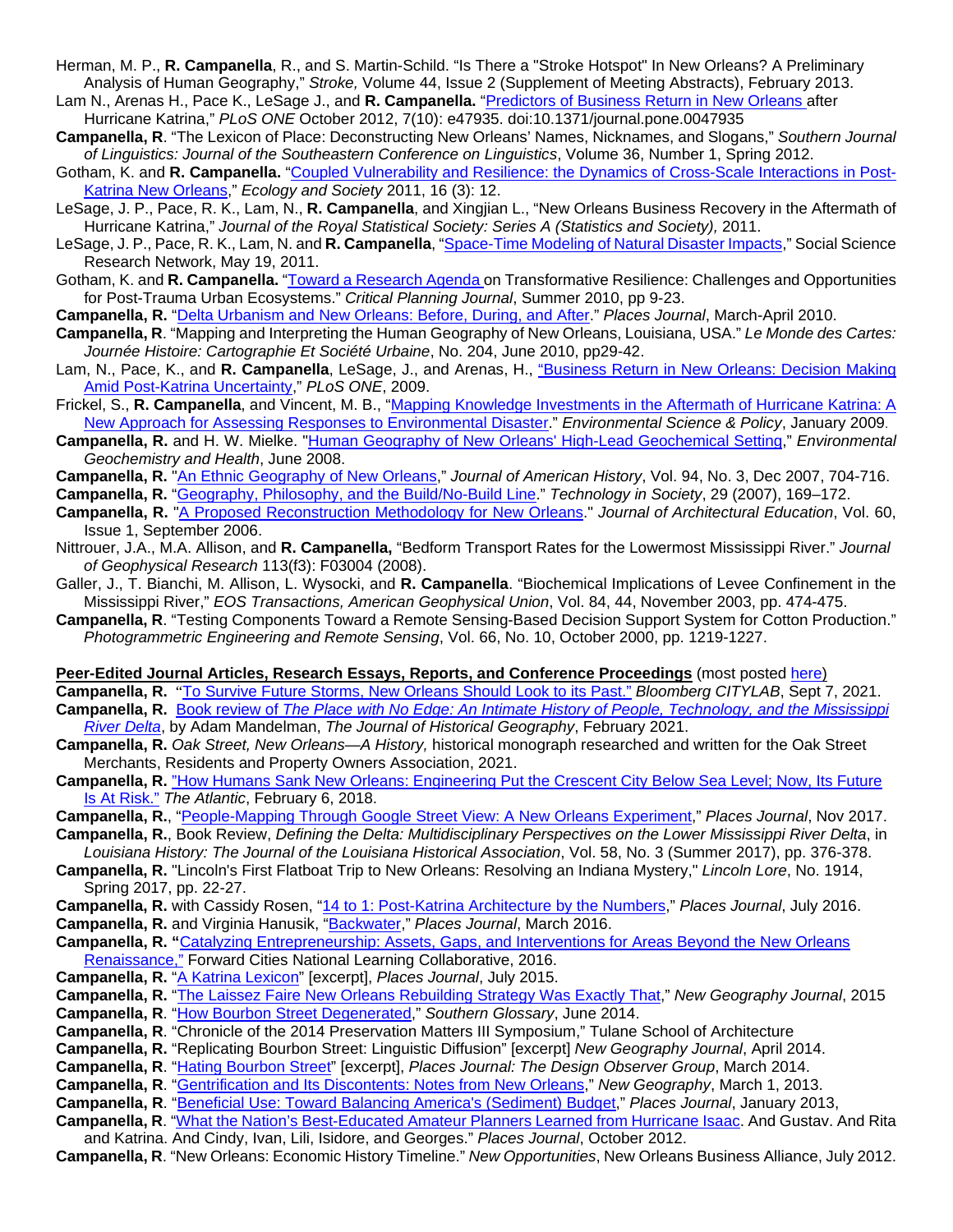Herman, M. P., **R. Campanella**, R., and S. Martin-Schild. "Is There a "Stroke Hotspot" In New Orleans? A Preliminary Analysis of Human Geography," *Stroke,* Volume 44, Issue 2 (Supplement of Meeting Abstracts), February 2013.

Lam N., Arenas H., Pace K., LeSage J., and **R. Campanella.** "Predictors of Business Return in New Orleans after Hurricane Katrina," *PLoS ONE* October 2012, 7(10): e47935. doi:10.1371/journal.pone.0047935

**Campanella, R**. "The Lexicon of Place: Deconstructing New Orleans' Names, Nicknames, and Slogans," *Southern Journal of Linguistics: Journal of the Southeastern Conference on Linguistics*, Volume 36, Number 1, Spring 2012.

Gotham, K. and **R. Campanella.** "Coupled Vulnerability and Resilience: the Dynamics of Cross-Scale Interactions in Post-Katrina New Orleans," *Ecology and Society* 2011, 16 (3): 12.

LeSage, J. P., Pace, R. K., Lam, N., **R. Campanella**, and Xingjian L., "New Orleans Business Recovery in the Aftermath of Hurricane Katrina," *Journal of the Royal Statistical Society: Series A (Statistics and Society),* 2011.

LeSage, J. P., Pace, R. K., Lam, N. and **R. Campanella**, "Space-Time Modeling of Natural Disaster Impacts," Social Science Research Network, May 19, 2011.

Gotham, K. and **R. Campanella.** "Toward a Research Agenda on Transformative Resilience: Challenges and Opportunities for Post-Trauma Urban Ecosystems." *Critical Planning Journal*, Summer 2010, pp 9-23.

**Campanella, R.** "Delta Urbanism and New Orleans: Before, During, and After." *Places Journal*, March-April 2010.

**Campanella, R**. "Mapping and Interpreting the Human Geography of New Orleans, Louisiana, USA." *Le Monde des Cartes: Journée Histoire: Cartographie Et Société Urbaine*, No. 204, June 2010, pp29-42.

Lam, N., Pace, K., and **R. Campanella**, LeSage, J., and Arenas, H., "Business Return in New Orleans: Decision Making Amid Post-Katrina Uncertainty," *PLoS ONE*, 2009.

Frickel, S., **R. Campanella**, and Vincent, M. B., "Mapping Knowledge Investments in the Aftermath of Hurricane Katrina: A New Approach for Assessing Responses to Environmental Disaster." *Environmental Science & Policy*, January 2009.

**Campanella, R.** and H. W. Mielke. "Human Geography of New Orleans' High-Lead Geochemical Setting," *Environmental Geochemistry and Health*, June 2008.

**Campanella, R.** "An Ethnic Geography of New Orleans," *Journal of American History*, Vol. 94, No. 3, Dec 2007, 704-716.

**Campanella, R.** "Geography, Philosophy, and the Build/No-Build Line." *Technology in Society*, 29 (2007), 169–172.

**Campanella, R.** "A Proposed Reconstruction Methodology for New Orleans." *Journal of Architectural Education*, Vol. 60, Issue 1, September 2006.

Nittrouer, J.A., M.A. Allison, and **R. Campanella,** "Bedform Transport Rates for the Lowermost Mississippi River." *Journal of Geophysical Research* 113(f3): F03004 (2008).

Galler, J., T. Bianchi, M. Allison, L. Wysocki, and **R. Campanella**. "Biochemical Implications of Levee Confinement in the Mississippi River," *EOS Transactions, American Geophysical Union*, Vol. 84, 44, November 2003, pp. 474-475.

**Campanella, R**. "Testing Components Toward a Remote Sensing-Based Decision Support System for Cotton Production." *Photogrammetric Engineering and Remote Sensing*, Vol. 66, No. 10, October 2000, pp. 1219-1227.

**Peer-Edited Journal Articles, Research Essays, Reports, and Conference Proceedings** (most posted here)

**Campanella, R.** "To Survive Future Storms, New Orleans Should Look to its Past." *Bloomberg CITYLAB*, Sept 7, 2021.

**Campanella, R.** Book review of *The Place with No Edge: An Intimate History of People, Technology, and the Mississippi River Delta*, by Adam Mandelman, *The Journal of Historical Geography*, February 2021.

**Campanella, R.** *Oak Street, New Orleans—A History,* historical monograph researched and written for the Oak Street Merchants, Residents and Property Owners Association, 2021.

**Campanella, R.** "How Humans Sank New Orleans: Engineering Put the Crescent City Below Sea Level; Now, Its Future Is At Risk." *The Atlantic*, February 6, 2018.

**Campanella, R.**, "People-Mapping Through Google Street View: A New Orleans Experiment," *Places Journal*, Nov 2017.

**Campanella, R.**, Book Review, *Defining the Delta: Multidisciplinary Perspectives on the Lower Mississippi River Delta*, in *Louisiana History: The Journal of the Louisiana Historical Association*, Vol. 58, No. 3 (Summer 2017), pp. 376-378.

**Campanella, R.** "Lincoln's First Flatboat Trip to New Orleans: Resolving an Indiana Mystery," *Lincoln Lore*, No. 1914, Spring 2017, pp. 22-27.

**Campanella, R.** with Cassidy Rosen, "14 to 1: Post-Katrina Architecture by the Numbers," *Places Journal*, July 2016.

**Campanella, R.** and Virginia Hanusik, "Backwater," *Places Journal*, March 2016.

**Campanella, R.** "Catalyzing Entrepreneurship: Assets, Gaps, and Interventions for Areas Beyond the New Orleans Renaissance," Forward Cities National Learning Collaborative, 2016.

**Campanella, R.** "A Katrina Lexicon" [excerpt], *Places Journal*, July 2015.

**Campanella, R.** "The Laissez Faire New Orleans Rebuilding Strategy Was Exactly That," *New Geography Journal*, 2015

**Campanella, R**. "How Bourbon Street Degenerated," *Southern Glossary*, June 2014.

**Campanella, R**. "Chronicle of the 2014 Preservation Matters III Symposium," Tulane School of Architecture

**Campanella, R.** "Replicating Bourbon Street: Linguistic Diffusion" [excerpt] *New Geography Journal*, April 2014.

**Campanella, R**. "Hating Bourbon Street" [excerpt], *Places Journal: The Design Observer Group*, March 2014.

**Campanella, R**. "Gentrification and Its Discontents: Notes from New Orleans," *New Geography*, March 1, 2013.

**Campanella, R**. "Beneficial Use: Toward Balancing America's (Sediment) Budget," *Places Journal*, January 2013,

**Campanella, R**. "What the Nation's Best-Educated Amateur Planners Learned from Hurricane Isaac. And Gustav. And Rita and Katrina. And Cindy, Ivan, Lili, Isidore, and Georges." *Places Journal*, October 2012.

**Campanella, R**. "New Orleans: Economic History Timeline." *New Opportunities*, New Orleans Business Alliance, July 2012.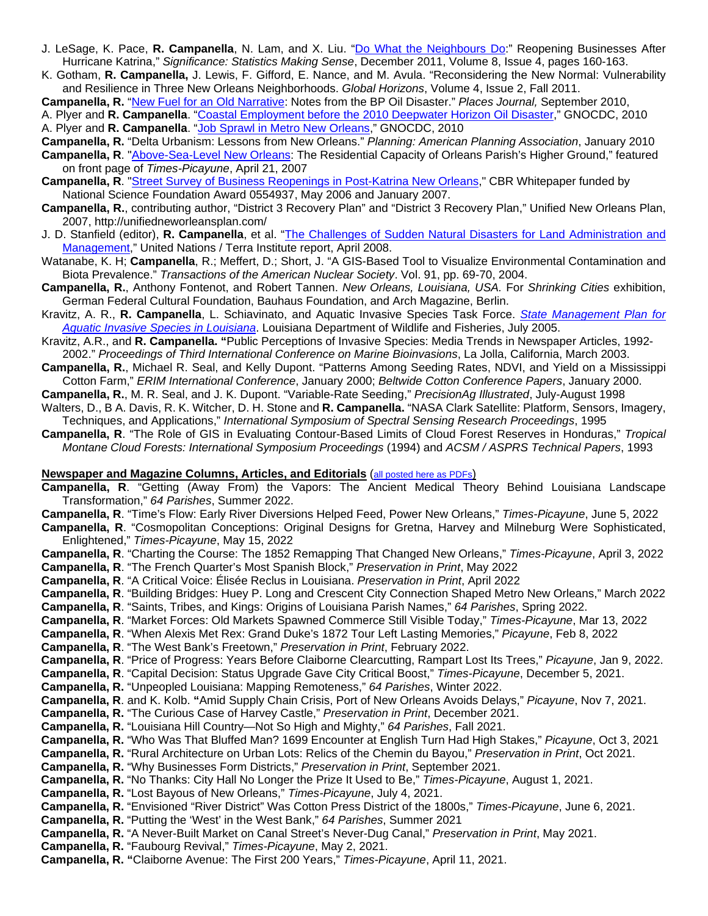J. LeSage, K. Pace, **R. Campanella**, N. Lam, and X. Liu. "Do What the Neighbours Do:" Reopening Businesses After Hurricane Katrina," *Significance: Statistics Making Sense*, December 2011, Volume 8, Issue 4, pages 160-163.

K. Gotham, **R. Campanella,** J. Lewis, F. Gifford, E. Nance, and M. Avula. "Reconsidering the New Normal: Vulnerability and Resilience in Three New Orleans Neighborhoods. *Global Horizons*, Volume 4, Issue 2, Fall 2011.

**Campanella, R.** "New Fuel for an Old Narrative: Notes from the BP Oil Disaster." *Places Journal,* September 2010,

A. Plyer and **R. Campanella**. "Coastal Employment before the 2010 Deepwater Horizon Oil Disaster," GNOCDC, 2010

A. Plyer and **R. Campanella**. "Job Sprawl in Metro New Orleans," GNOCDC, 2010

**Campanella, R.** "Delta Urbanism: Lessons from New Orleans." *Planning: American Planning Association*, January 2010

**Campanella, R**. "Above-Sea-Level New Orleans: The Residential Capacity of Orleans Parish's Higher Ground," featured on front page of *Times-Picayune*, April 21, 2007

**Campanella, R**. "Street Survey of Business Reopenings in Post-Katrina New Orleans," CBR Whitepaper funded by National Science Foundation Award 0554937, May 2006 and January 2007.

**Campanella, R.**, contributing author, "District 3 Recovery Plan" and "District 3 Recovery Plan," Unified New Orleans Plan, 2007, http://unifiedneworleansplan.com/

J. D. Stanfield (editor), **R. Campanella**, et al. "The Challenges of Sudden Natural Disasters for Land Administration and Management," United Nations / Terra Institute report, April 2008.

Watanabe, K. H; **Campanella**, R.; Meffert, D.; Short, J. "A GIS-Based Tool to Visualize Environmental Contamination and Biota Prevalence." *Transactions of the American Nuclear Society*. Vol. 91, pp. 69-70, 2004.

**Campanella, R.**, Anthony Fontenot, and Robert Tannen. *New Orleans, Louisiana, USA.* For *Shrinking Cities* exhibition, German Federal Cultural Foundation, Bauhaus Foundation, and Arch Magazine, Berlin.

Kravitz, A. R., **R. Campanella**, L. Schiavinato, and Aquatic Invasive Species Task Force. *State Management Plan for Aquatic Invasive Species in Louisiana*. Louisiana Department of Wildlife and Fisheries, July 2005.

Kravitz, A.R., and **R. Campanella. "**Public Perceptions of Invasive Species: Media Trends in Newspaper Articles, 1992-2002." *Proceedings of Third International Conference on Marine Bioinvasions*, La Jolla, California, March 2003.

**Campanella, R.**, Michael R. Seal, and Kelly Dupont. "Patterns Among Seeding Rates, NDVI, and Yield on a Mississippi Cotton Farm," *ERIM International Conference*, January 2000; *Beltwide Cotton Conference Papers*, January 2000.

**Campanella, R.**, M. R. Seal, and J. K. Dupont. "Variable-Rate Seeding," *PrecisionAg Illustrated*, July-August 1998

Walters, D., B A. Davis, R. K. Witcher, D. H. Stone and **R. Campanella.** "NASA Clark Satellite: Platform, Sensors, Imagery, Techniques, and Applications," *International Symposium of Spectral Sensing Research Proceedings*, 1995

**Campanella, R**. "The Role of GIS in Evaluating Contour-Based Limits of Cloud Forest Reserves in Honduras," *Tropical Montane Cloud Forests: International Symposium Proceedings* (1994) and *ACSM / ASPRS Technical Papers*, 1993

**Newspaper and Magazine Columns, Articles, and Editorials** (all posted here as PDFs)

**Campanella, R**. "Getting (Away From) the Vapors: The Ancient Medical Theory Behind Louisiana Landscape Transformation," *64 Parishes*, Summer 2022.

**Campanella, R**. "Time's Flow: Early River Diversions Helped Feed, Power New Orleans," *Times-Picayune*, June 5, 2022

**Campanella, R**. "Cosmopolitan Conceptions: Original Designs for Gretna, Harvey and Milneburg Were Sophisticated, Enlightened," *Times-Picayune*, May 15, 2022

**Campanella, R**. "Charting the Course: The 1852 Remapping That Changed New Orleans," *Times-Picayune*, April 3, 2022

**Campanella, R**. "The French Quarter's Most Spanish Block," *Preservation in Print*, May 2022

**Campanella, R**. "A Critical Voice: Élisée Reclus in Louisiana. *Preservation in Print*, April 2022

**Campanella, R**. "Building Bridges: Huey P. Long and Crescent City Connection Shaped Metro New Orleans," March 2022

**Campanella, R**. "Saints, Tribes, and Kings: Origins of Louisiana Parish Names," *64 Parishes*, Spring 2022.

**Campanella, R**. "Market Forces: Old Markets Spawned Commerce Still Visible Today," *Times-Picayune*, Mar 13, 2022

**Campanella, R**. "When Alexis Met Rex: Grand Duke's 1872 Tour Left Lasting Memories," *Picayune*, Feb 8, 2022

**Campanella, R**. "The West Bank's Freetown," *Preservation in Print*, February 2022.

**Campanella, R**. "Price of Progress: Years Before Claiborne Clearcutting, Rampart Lost Its Trees," *Picayune*, Jan 9, 2022.

**Campanella, R**. "Capital Decision: Status Upgrade Gave City Critical Boost," *Times-Picayune*, December 5, 2021.

**Campanella, R.** "Unpeopled Louisiana: Mapping Remoteness," *64 Parishes*, Winter 2022.

**Campanella, R**. and K. Kolb. **"**Amid Supply Chain Crisis, Port of New Orleans Avoids Delays," *Picayune*, Nov 7, 2021.

**Campanella, R.** "The Curious Case of Harvey Castle," *Preservation in Print*, December 2021.

**Campanella, R.** "Louisiana Hill Country—Not So High and Mighty," *64 Parishes*, Fall 2021.

**Campanella, R.** "Who Was That Bluffed Man? 1699 Encounter at English Turn Had High Stakes," *Picayune*, Oct 3, 2021

**Campanella, R.** "Rural Architecture on Urban Lots: Relics of the Chemin du Bayou," *Preservation in Print*, Oct 2021.

**Campanella, R.** "Why Businesses Form Districts," *Preservation in Print*, September 2021.

**Campanella, R.** "No Thanks: City Hall No Longer the Prize It Used to Be," *Times-Picayune*, August 1, 2021.

**Campanella, R.** "Lost Bayous of New Orleans," *Times-Picayune*, July 4, 2021.

**Campanella, R.** "Envisioned "River District" Was Cotton Press District of the 1800s," *Times-Picayune*, June 6, 2021.

**Campanella, R.** "Putting the 'West' in the West Bank," *64 Parishes*, Summer 2021

**Campanella, R.** "A Never-Built Market on Canal Street's Never-Dug Canal," *Preservation in Print*, May 2021.

**Campanella, R.** "Faubourg Revival," *Times-Picayune*, May 2, 2021.

**Campanella, R. "**Claiborne Avenue: The First 200 Years," *Times-Picayune*, April 11, 2021.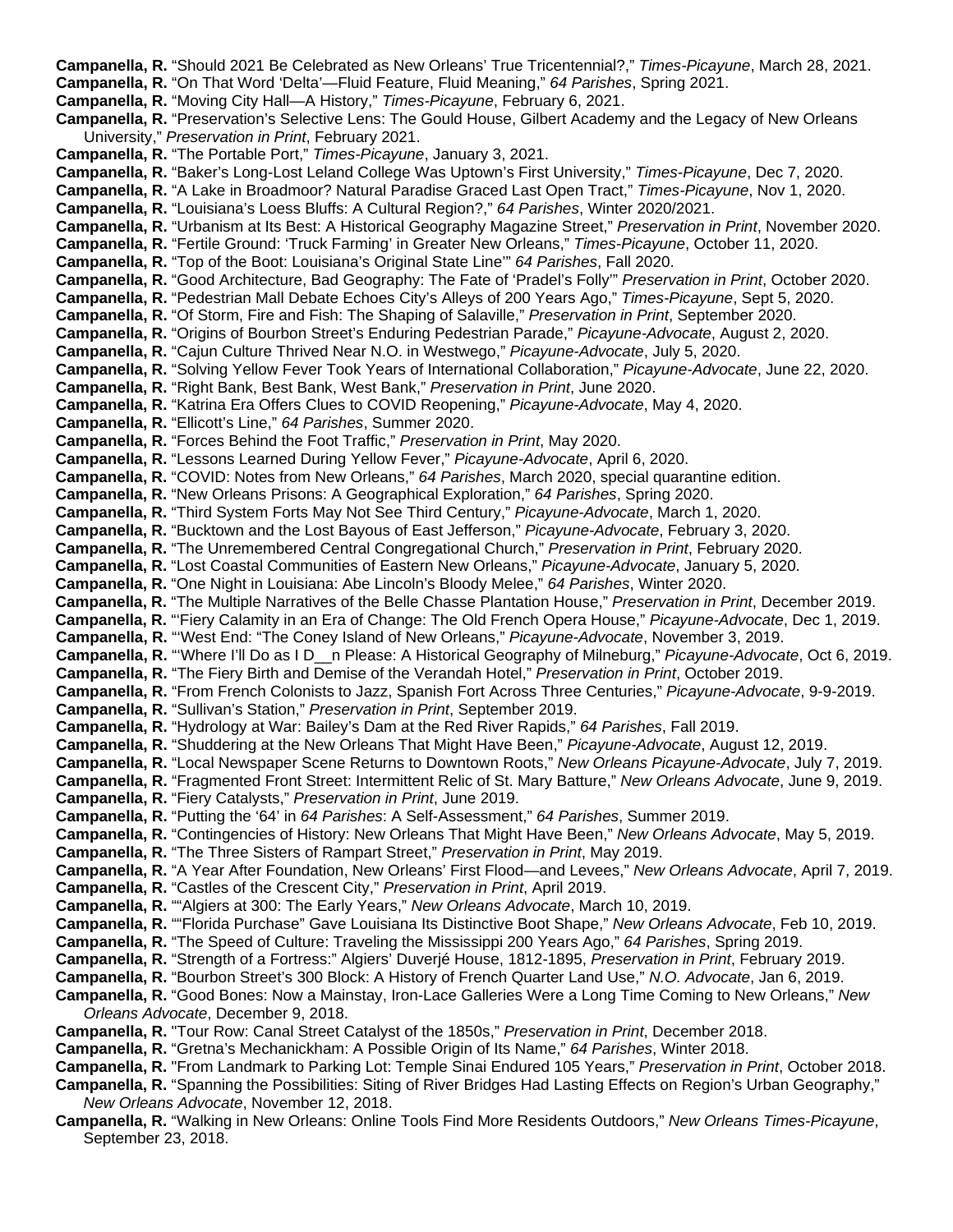**Campanella, R.** “Should 2021 Be Celebrated as New Orleans’ True Tricentennial?,” *Times-Picayune*, March 28, 2021.

**Campanella, R.** “On That Word ‘Delta’—Fluid Feature, Fluid Meaning,” *64 Parishes*, Spring 2021.

**Campanella, R.** “Moving City Hall—A History,” *Times-Picayune*, February 6, 2021.

**Campanella, R.** “Preservation’s Selective Lens: The Gould House, Gilbert Academy and the Legacy of New Orleans University,” *Preservation in Print*, February 2021.

**Campanella, R.** “The Portable Port,” *Times-Picayune*, January 3, 2021.

**Campanella, R.** “Baker’s Long-Lost Leland College Was Uptown’s First University,” *Times-Picayune*, Dec 7, 2020.

**Campanella, R.** “A Lake in Broadmoor? Natural Paradise Graced Last Open Tract,” *Times-Picayune*, Nov 1, 2020.

**Campanella, R.** “Louisiana’s Loess Bluffs: A Cultural Region?,” *64 Parishes*, Winter 2020/2021.

**Campanella, R.** “Urbanism at Its Best: A Historical Geography Magazine Street,” *Preservation in Print*, November 2020.

**Campanella, R.** “Fertile Ground: ‘Truck Farming’ in Greater New Orleans,” *Times-Picayune*, October 11, 2020.

**Campanella, R.** “Top of the Boot: Louisiana’s Original State Line’” *64 Parishes*, Fall 2020.

**Campanella, R.** “Good Architecture, Bad Geography: The Fate of ‘Pradel’s Folly’” *Preservation in Print*, October 2020.

**Campanella, R.** “Pedestrian Mall Debate Echoes City’s Alleys of 200 Years Ago,” *Times-Picayune*, Sept 5, 2020.

**Campanella, R.** “Of Storm, Fire and Fish: The Shaping of Salaville,” *Preservation in Print*, September 2020.

**Campanella, R.** “Origins of Bourbon Street’s Enduring Pedestrian Parade,” *Picayune-Advocate*, August 2, 2020.

**Campanella, R.** “Cajun Culture Thrived Near N.O. in Westwego,” *Picayune-Advocate*, July 5, 2020.

**Campanella, R.** “Solving Yellow Fever Took Years of International Collaboration,” *Picayune-Advocate*, June 22, 2020.

**Campanella, R.** “Right Bank, Best Bank, West Bank,” *Preservation in Print*, June 2020.

**Campanella, R.** “Katrina Era Offers Clues to COVID Reopening,” *Picayune-Advocate*, May 4, 2020.

**Campanella, R.** “Ellicott’s Line,” *64 Parishes*, Summer 2020.

**Campanella, R.** “Forces Behind the Foot Traffic,” *Preservation in Print*, May 2020.

**Campanella, R.** “Lessons Learned During Yellow Fever,” *Picayune-Advocate*, April 6, 2020.

**Campanella, R.** “COVID: Notes from New Orleans,” *64 Parishes*, March 2020, special quarantine edition.

**Campanella, R.** “New Orleans Prisons: A Geographical Exploration,” *64 Parishes*, Spring 2020.

**Campanella, R.** “Third System Forts May Not See Third Century,” *Picayune-Advocate*, March 1, 2020.

**Campanella, R.** “Bucktown and the Lost Bayous of East Jefferson,” *Picayune-Advocate*, February 3, 2020.

**Campanella, R.** “The Unremembered Central Congregational Church,” *Preservation in Print*, February 2020.

**Campanella, R.** “Lost Coastal Communities of Eastern New Orleans,” *Picayune-Advocate*, January 5, 2020.

**Campanella, R.** “One Night in Louisiana: Abe Lincoln’s Bloody Melee,” *64 Parishes*, Winter 2020.

**Campanella, R.** “The Multiple Narratives of the Belle Chasse Plantation House,” *Preservation in Print*, December 2019.

**Campanella, R.** “‘Fiery Calamity in an Era of Change: The Old French Opera House,” *Picayune-Advocate*, Dec 1, 2019.

**Campanella, R.** “‘West End: “The Coney Island of New Orleans,” *Picayune-Advocate*, November 3, 2019.

**Campanella, R.** “‘Where I’ll Do as I D__n Please: A Historical Geography of Milneburg,” *Picayune-Advocate*, Oct 6, 2019.

**Campanella, R.** “The Fiery Birth and Demise of the Verandah Hotel,” *Preservation in Print*, October 2019.

**Campanella, R.** “From French Colonists to Jazz, Spanish Fort Across Three Centuries,” *Picayune-Advocate*, 9-9-2019.

**Campanella, R.** “Sullivan’s Station,” *Preservation in Print*, September 2019.

**Campanella, R.** “Hydrology at War: Bailey’s Dam at the Red River Rapids,” *64 Parishes*, Fall 2019.

**Campanella, R.** “Shuddering at the New Orleans That Might Have Been,” *Picayune-Advocate*, August 12, 2019.

**Campanella, R.** “Local Newspaper Scene Returns to Downtown Roots,” *New Orleans Picayune-Advocate*, July 7, 2019.

**Campanella, R.** “Fragmented Front Street: Intermittent Relic of St. Mary Batture,” *New Orleans Advocate*, June 9, 2019.

**Campanella, R.** “Fiery Catalysts,” *Preservation in Print*, June 2019.

**Campanella, R.** “Putting the ‘64’ in *64 Parishes*: A Self-Assessment,” *64 Parishes*, Summer 2019.

**Campanella, R.** “Contingencies of History: New Orleans That Might Have Been,” *New Orleans Advocate*, May 5, 2019.

**Campanella, R.** “The Three Sisters of Rampart Street,” *Preservation in Print*, May 2019.

**Campanella, R.** “A Year After Foundation, New Orleans’ First Flood—and Levees,” *New Orleans Advocate*, April 7, 2019.

**Campanella, R.** “Castles of the Crescent City,” *Preservation in Print*, April 2019.

**Campanella, R.** ““Algiers at 300: The Early Years,” *New Orleans Advocate*, March 10, 2019.

**Campanella, R.** ““Florida Purchase” Gave Louisiana Its Distinctive Boot Shape,” *New Orleans Advocate*, Feb 10, 2019.

**Campanella, R.** “The Speed of Culture: Traveling the Mississippi 200 Years Ago,” *64 Parishes*, Spring 2019.

**Campanella, R.** “Strength of a Fortress:” Algiers’ Duverjé House, 1812-1895, *Preservation in Print*, February 2019.

**Campanella, R.** “Bourbon Street’s 300 Block: A History of French Quarter Land Use,” *N.O. Advocate*, Jan 6, 2019.

**Campanella, R.** “Good Bones: Now a Mainstay, Iron-Lace Galleries Were a Long Time Coming to New Orleans,” *New Orleans Advocate*, December 9, 2018.

**Campanella, R.** "Tour Row: Canal Street Catalyst of the 1850s," *Preservation in Print*, December 2018.

**Campanella, R.** “Gretna’s Mechanickham: A Possible Origin of Its Name,” *64 Parishes*, Winter 2018.

**Campanella, R.** "From Landmark to Parking Lot: Temple Sinai Endured 105 Years," *Preservation in Print*, October 2018.

**Campanella, R.** “Spanning the Possibilities: Siting of River Bridges Had Lasting Effects on Region’s Urban Geography,” *New Orleans Advocate*, November 12, 2018.

**Campanella, R.** “Walking in New Orleans: Online Tools Find More Residents Outdoors,” *New Orleans Times-Picayune*, September 23, 2018.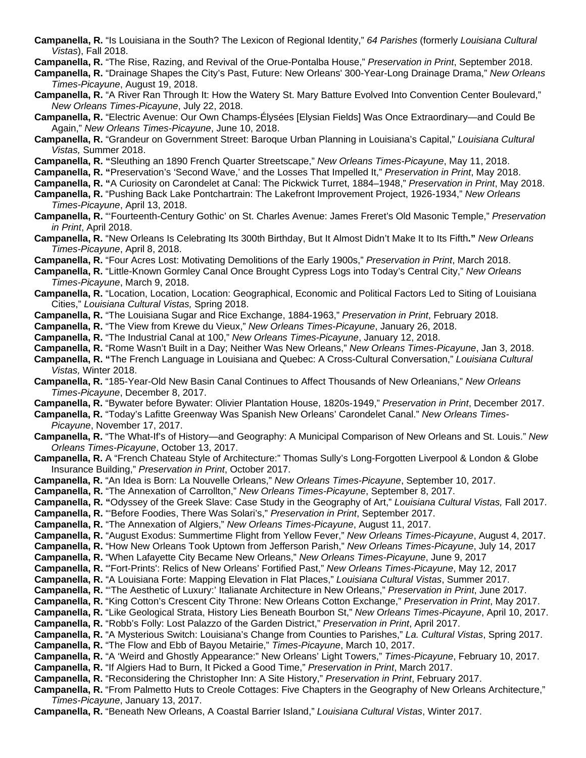**Campanella, R.** "Is Louisiana in the South? The Lexicon of Regional Identity," *64 Parishes* (formerly *Louisiana Cultural Vistas*), Fall 2018.

**Campanella, R.** "The Rise, Razing, and Revival of the Orue-Pontalba House," *Preservation in Print*, September 2018.

**Campanella, R.** "Drainage Shapes the City's Past, Future: New Orleans' 300-Year-Long Drainage Drama," *New Orleans Times-Picayune*, August 19, 2018.

**Campanella, R.** "A River Ran Through It: How the Watery St. Mary Batture Evolved Into Convention Center Boulevard," *New Orleans Times-Picayune*, July 22, 2018.

**Campanella, R.** "Electric Avenue: Our Own Champs-Élysées [Elysian Fields] Was Once Extraordinary—and Could Be Again," *New Orleans Times-Picayune*, June 10, 2018.

**Campanella, R.** "Grandeur on Government Street: Baroque Urban Planning in Louisiana's Capital," *Louisiana Cultural Vistas,* Summer 2018.

**Campanella, R. "**Sleuthing an 1890 French Quarter Streetscape," *New Orleans Times-Picayune*, May 11, 2018.

**Campanella, R. "**Preservation's 'Second Wave,' and the Losses That Impelled It," *Preservation in Print*, May 2018.

**Campanella, R. "**A Curiosity on Carondelet at Canal: The Pickwick Turret, 1884–1948," *Preservation in Print*, May 2018.

**Campanella, R.** "Pushing Back Lake Pontchartrain: The Lakefront Improvement Project, 1926-1934," *New Orleans Times-Picayune*, April 13, 2018.

**Campanella, R.** "'Fourteenth-Century Gothic' on St. Charles Avenue: James Freret's Old Masonic Temple," *Preservation in Print*, April 2018.

**Campanella, R.** "New Orleans Is Celebrating Its 300th Birthday, But It Almost Didn't Make It to Its Fifth**."** *New Orleans Times-Picayune*, April 8, 2018.

**Campanella, R.** "Four Acres Lost: Motivating Demolitions of the Early 1900s," *Preservation in Print*, March 2018.

**Campanella, R.** "Little-Known Gormley Canal Once Brought Cypress Logs into Today's Central City," *New Orleans Times-Picayune*, March 9, 2018.

**Campanella, R.** "Location, Location, Location: Geographical, Economic and Political Factors Led to Siting of Louisiana Cities," *Louisiana Cultural Vistas,* Spring 2018.

**Campanella, R.** "The Louisiana Sugar and Rice Exchange, 1884-1963," *Preservation in Print*, February 2018.

**Campanella, R.** "The View from Krewe du Vieux," *New Orleans Times-Picayune*, January 26, 2018.

**Campanella, R.** "The Industrial Canal at 100," *New Orleans Times-Picayune*, January 12, 2018.

**Campanella, R.** "Rome Wasn't Built in a Day; Neither Was New Orleans," *New Orleans Times-Picayune*, Jan 3, 2018.

**Campanella, R. "**The French Language in Louisiana and Quebec: A Cross-Cultural Conversation," *Louisiana Cultural Vistas,* Winter 2018.

**Campanella, R.** "185-Year-Old New Basin Canal Continues to Affect Thousands of New Orleanians," *New Orleans Times-Picayune*, December 8, 2017.

**Campanella, R.** "Bywater before Bywater: Olivier Plantation House, 1820s-1949," *Preservation in Print*, December 2017.

**Campanella, R.** "Today's Lafitte Greenway Was Spanish New Orleans' Carondelet Canal." *New Orleans Times-Picayune*, November 17, 2017.

**Campanella, R.** "The What-If's of History—and Geography: A Municipal Comparison of New Orleans and St. Louis." *New Orleans Times-Picayune*, October 13, 2017.

**Campanella, R.** A "French Chateau Style of Architecture:" Thomas Sully's Long-Forgotten Liverpool & London & Globe Insurance Building," *Preservation in Print*, October 2017.

**Campanella, R.** "An Idea is Born: La Nouvelle Orleans," *New Orleans Times-Picayune*, September 10, 2017.

**Campanella, R.** "The Annexation of Carrollton," *New Orleans Times-Picayune*, September 8, 2017.

**Campanella, R. "**Odyssey of the Greek Slave: Case Study in the Geography of Art," *Louisiana Cultural Vistas,* Fall 2017.

**Campanella, R.** "'Before Foodies, There Was Solari's," *Preservation in Print*, September 2017.

**Campanella, R.** "The Annexation of Algiers," *New Orleans Times-Picayune*, August 11, 2017.

**Campanella, R.** "August Exodus: Summertime Flight from Yellow Fever," *New Orleans Times-Picayune*, August 4, 2017.

**Campanella, R.** "How New Orleans Took Uptown from Jefferson Parish," *New Orleans Times-Picayune*, July 14, 2017

**Campanella, R.** "When Lafayette City Became New Orleans," *New Orleans Times-Picayune*, June 9, 2017

**Campanella, R.** "'Fort-Prints': Relics of New Orleans' Fortified Past," *New Orleans Times-Picayune*, May 12, 2017

**Campanella, R.** "A Louisiana Forte: Mapping Elevation in Flat Places," *Louisiana Cultural Vistas*, Summer 2017.

**Campanella, R.** "'The Aesthetic of Luxury:' Italianate Architecture in New Orleans," *Preservation in Print*, June 2017.

**Campanella, R.** "King Cotton's Crescent City Throne: New Orleans Cotton Exchange," *Preservation in Print*, May 2017.

**Campanella, R.** "Like Geological Strata, History Lies Beneath Bourbon St," *New Orleans Times-Picayune*, April 10, 2017.

**Campanella, R.** "Robb's Folly: Lost Palazzo of the Garden District," *Preservation in Print*, April 2017.

**Campanella, R.** "A Mysterious Switch: Louisiana's Change from Counties to Parishes," *La. Cultural Vistas*, Spring 2017.

**Campanella, R.** "The Flow and Ebb of Bayou Metairie," *Times-Picayune*, March 10, 2017.

**Campanella, R.** "A 'Weird and Ghostly Appearance:" New Orleans' Light Towers," *Times-Picayune*, February 10, 2017.

**Campanella, R.** "If Algiers Had to Burn, It Picked a Good Time," *Preservation in Print*, March 2017.

**Campanella, R.** "Reconsidering the Christopher Inn: A Site History," *Preservation in Print*, February 2017.

**Campanella, R.** "From Palmetto Huts to Creole Cottages: Five Chapters in the Geography of New Orleans Architecture," *Times-Picayune*, January 13, 2017.

**Campanella, R.** "Beneath New Orleans, A Coastal Barrier Island," *Louisiana Cultural Vistas*, Winter 2017.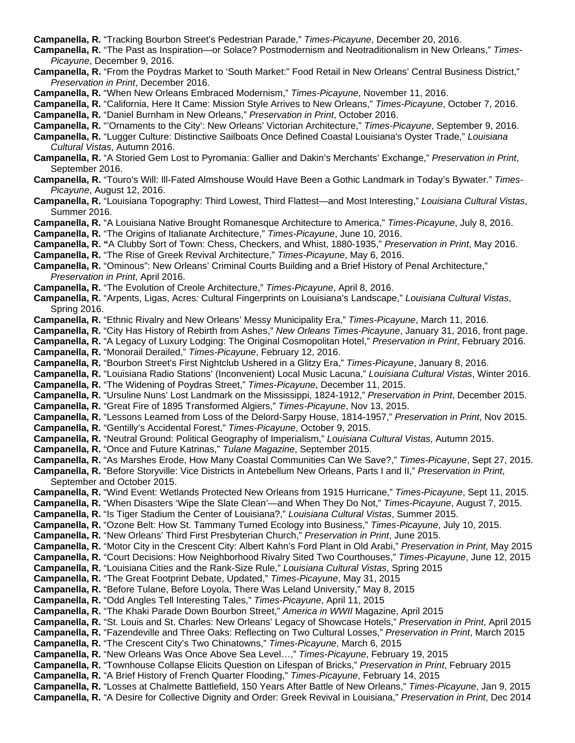**Campanella, R.** "Tracking Bourbon Street's Pedestrian Parade," *Times-Picayune*, December 20, 2016.

**Campanella, R.** "The Past as Inspiration—or Solace? Postmodernism and Neotraditionalism in New Orleans," *Times-Picayune*, December 9, 2016.

**Campanella, R.** "From the Poydras Market to 'South Market:" Food Retail in New Orleans' Central Business District," *Preservation in Print*, December 2016.

**Campanella, R.** "When New Orleans Embraced Modernism," *Times-Picayune*, November 11, 2016.

**Campanella, R.** "California, Here It Came: Mission Style Arrives to New Orleans," *Times-Picayune*, October 7, 2016.

**Campanella, R.** "Daniel Burnham in New Orleans," *Preservation in Print*, October 2016.

**Campanella, R.** "'Ornaments to the City': New Orleans' Victorian Architecture," *Times-Picayune*, September 9, 2016.

**Campanella, R.** "Lugger Culture: Distinctive Sailboats Once Defined Coastal Louisiana's Oyster Trade," *Louisiana Cultural Vistas*, Autumn 2016.

**Campanella, R.** "A Storied Gem Lost to Pyromania: Gallier and Dakin's Merchants' Exchange," *Preservation in Print*, September 2016.

**Campanella, R.** "Touro's Will: Ill-Fated Almshouse Would Have Been a Gothic Landmark in Today's Bywater." *Times-Picayune*, August 12, 2016.

**Campanella, R.** "Louisiana Topography: Third Lowest, Third Flattest—and Most Interesting," *Louisiana Cultural Vistas*, Summer 2016.

**Campanella, R.** "A Louisiana Native Brought Romanesque Architecture to America," *Times-Picayune*, July 8, 2016.

**Campanella, R.** "The Origins of Italianate Architecture," *Times-Picayune*, June 10, 2016.

**Campanella, R.** "A Clubby Sort of Town: Chess, Checkers, and Whist, 1880-1935," *Preservation in Print*, May 2016.

**Campanella, R.** "The Rise of Greek Revival Architecture," *Times-Picayune*, May 6, 2016.

**Campanella, R.** "Ominous": New Orleans' Criminal Courts Building and a Brief History of Penal Architecture," *Preservation in Print*, April 2016.

**Campanella, R.** "The Evolution of Creole Architecture," *Times-Picayune*, April 8, 2016.

**Campanella, R.** "Arpents, Ligas, Acres*:* Cultural Fingerprints on Louisiana's Landscape," *Louisiana Cultural Vistas*, Spring 2016.

**Campanella, R.** "Ethnic Rivalry and New Orleans' Messy Municipality Era," *Times-Picayune*, March 11, 2016.

**Campanella, R.** "City Has History of Rebirth from Ashes," *New Orleans Times-Picayune*, January 31, 2016, front page.

**Campanella, R.** "A Legacy of Luxury Lodging: The Original Cosmopolitan Hotel," *Preservation in Print*, February 2016.

**Campanella, R.** "Monorail Derailed," *Times-Picayune*, February 12, 2016.

**Campanella, R.** "Bourbon Street's First Nightclub Ushered in a Glitzy Era," *Times-Picayune*, January 8, 2016.

**Campanella, R.** "Louisiana Radio Stations' (Inconvenient) Local Music Lacuna," *Louisiana Cultural Vistas*, Winter 2016.

**Campanella, R.** "The Widening of Poydras Street," *Times-Picayune*, December 11, 2015.

**Campanella, R.** "Ursuline Nuns' Lost Landmark on the Mississippi, 1824-1912," *Preservation in Print*, December 2015.

**Campanella, R.** "Great Fire of 1895 Transformed Algiers," *Times-Picayune*, Nov 13, 2015.

**Campanella, R.** "Lessons Learned from Loss of the Delord-Sarpy House, 1814-1957," *Preservation in Print*, Nov 2015.

**Campanella, R.** "Gentilly's Accidental Forest," *Times-Picayune*, October 9, 2015.

**Campanella, R.** "Neutral Ground: Political Geography of Imperialism," *Louisiana Cultural Vistas*, Autumn 2015.

**Campanella, R.** "Once and Future Katrinas," *Tulane Magazine*, September 2015.

**Campanella, R.** "As Marshes Erode, How Many Coastal Communities Can We Save?," *Times-Picayune*, Sept 27, 2015.

**Campanella, R.** "Before Storyville: Vice Districts in Antebellum New Orleans, Parts I and II," *Preservation in Print*, September and October 2015.

**Campanella, R.** "Wind Event: Wetlands Protected New Orleans from 1915 Hurricane," *Times-Picayune*, Sept 11, 2015.

**Campanella, R.** "When Disasters 'Wipe the Slate Clean'—and When They Do Not," *Times-Picayune*, August 7, 2015.

**Campanella, R.** "Is Tiger Stadium the Center of Louisiana?," *Louisiana Cultural Vistas*, Summer 2015.

**Campanella, R.** "Ozone Belt: How St. Tammany Turned Ecology into Business," *Times-Picayune*, July 10, 2015.

**Campanella, R.** "New Orleans' Third First Presbyterian Church," *Preservation in Print*, June 2015.

**Campanella, R.** "Motor City in the Crescent City: Albert Kahn's Ford Plant in Old Arabi," *Preservation in Print*, May 2015

**Campanella, R.** "Court Decisions: How Neighborhood Rivalry Sited Two Courthouses," *Times-Picayune*, June 12, 2015

**Campanella, R.** "Louisiana Cities and the Rank-Size Rule," *Louisiana Cultural Vistas*, Spring 2015

**Campanella, R.** "The Great Footprint Debate, Updated," *Times-Picayune*, May 31, 2015

**Campanella, R.** "Before Tulane, Before Loyola, There Was Leland University," May 8, 2015

**Campanella, R.** "Odd Angles Tell Interesting Tales," *Times-Picayune*, April 11, 2015

**Campanella, R.** "The Khaki Parade Down Bourbon Street," *America in WWII* Magazine, April 2015

**Campanella, R.** "St. Louis and St. Charles: New Orleans' Legacy of Showcase Hotels," *Preservation in Print*, April 2015

**Campanella, R.** "Fazendeville and Three Oaks: Reflecting on Two Cultural Losses," *Preservation in Print*, March 2015

**Campanella, R.** "The Crescent City's Two Chinatowns," *Times-Picayune*, March 6, 2015

**Campanella, R.** "New Orleans Was Once Above Sea Level…," *Times-Picayune*, February 19, 2015

**Campanella, R.** "Townhouse Collapse Elicits Question on Lifespan of Bricks," *Preservation in Print*, February 2015

**Campanella, R.** "A Brief History of French Quarter Flooding," *Times-Picayune*, February 14, 2015

**Campanella, R.** "Losses at Chalmette Battlefield, 150 Years After Battle of New Orleans," *Times-Picayune*, Jan 9, 2015

**Campanella, R.** "A Desire for Collective Dignity and Order: Greek Revival in Louisiana," *Preservation in Print*, Dec 2014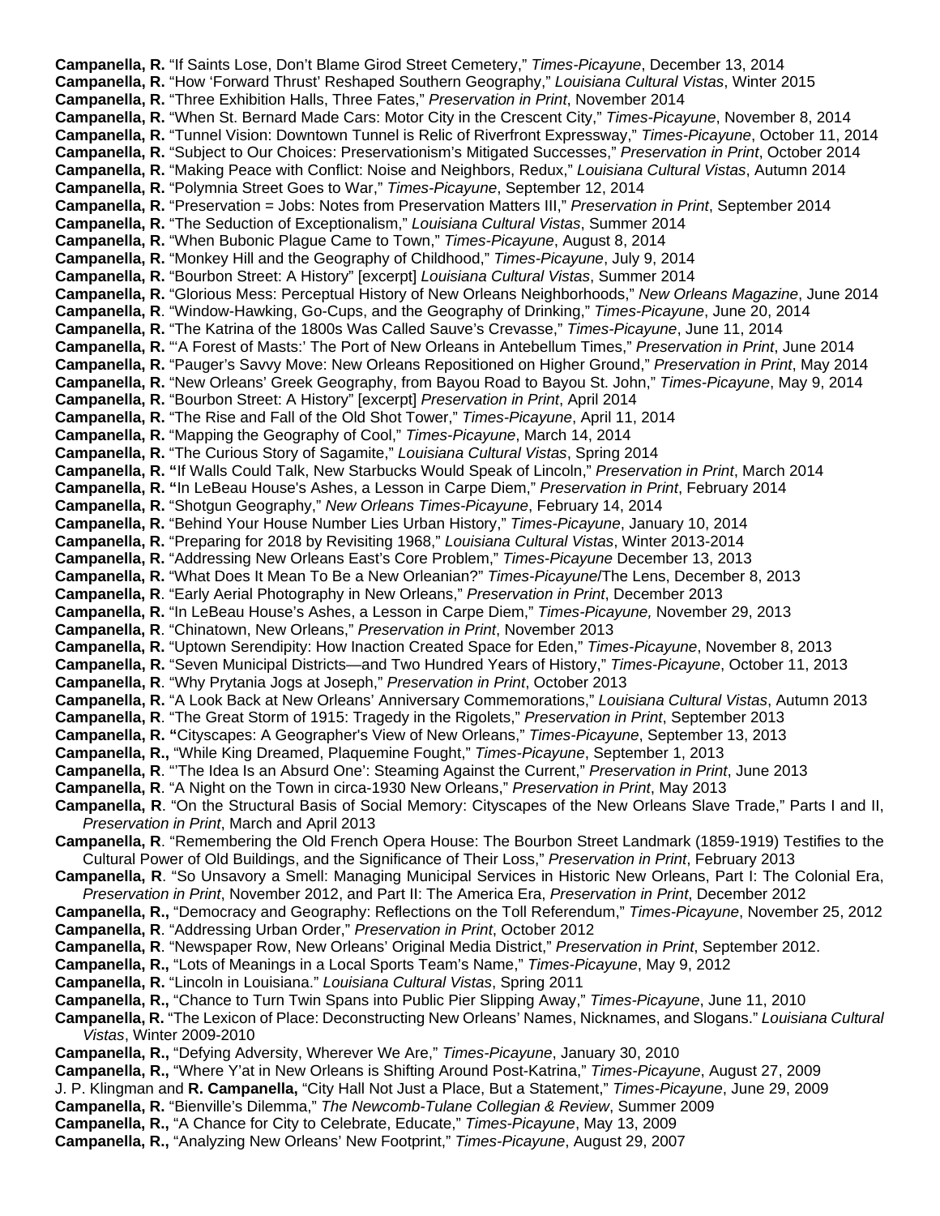**Campanella, R.** "If Saints Lose, Don't Blame Girod Street Cemetery," *Times-Picayune*, December 13, 2014
**Campanella, R.** "How 'Forward Thrust' Reshaped Southern Geography," *Louisiana Cultural Vistas*, Winter 2015
**Campanella, R.** "Three Exhibition Halls, Three Fates," *Preservation in Print*, November 2014
**Campanella, R.** "When St. Bernard Made Cars: Motor City in the Crescent City," *Times-Picayune*, November 8, 2014
**Campanella, R.** "Tunnel Vision: Downtown Tunnel is Relic of Riverfront Expressway," *Times-Picayune*, October 11, 2014
**Campanella, R.** "Subject to Our Choices: Preservationism's Mitigated Successes," *Preservation in Print*, October 2014
**Campanella, R.** "Making Peace with Conflict: Noise and Neighbors, Redux," *Louisiana Cultural Vistas*, Autumn 2014
**Campanella, R.** "Polymnia Street Goes to War," *Times-Picayune*, September 12, 2014
**Campanella, R.** "Preservation = Jobs: Notes from Preservation Matters III," *Preservation in Print*, September 2014
**Campanella, R.** "The Seduction of Exceptionalism," *Louisiana Cultural Vistas*, Summer 2014
**Campanella, R.** "When Bubonic Plague Came to Town," *Times-Picayune*, August 8, 2014
**Campanella, R.** "Monkey Hill and the Geography of Childhood," *Times-Picayune*, July 9, 2014
**Campanella, R.** "Bourbon Street: A History" [excerpt] *Louisiana Cultural Vistas*, Summer 2014
**Campanella, R.** "Glorious Mess: Perceptual History of New Orleans Neighborhoods," *New Orleans Magazine*, June 2014
**Campanella, R**. "Window-Hawking, Go-Cups, and the Geography of Drinking," *Times-Picayune*, June 20, 2014
**Campanella, R.** "The Katrina of the 1800s Was Called Sauve's Crevasse," *Times-Picayune*, June 11, 2014
**Campanella, R.** "'A Forest of Masts:' The Port of New Orleans in Antebellum Times," *Preservation in Print*, June 2014
**Campanella, R.** "Pauger's Savvy Move: New Orleans Repositioned on Higher Ground," *Preservation in Print*, May 2014
**Campanella, R.** "New Orleans' Greek Geography, from Bayou Road to Bayou St. John," *Times-Picayune*, May 9, 2014
**Campanella, R.** "Bourbon Street: A History" [excerpt] *Preservation in Print*, April 2014
**Campanella, R.** "The Rise and Fall of the Old Shot Tower," *Times-Picayune*, April 11, 2014
**Campanella, R.** "Mapping the Geography of Cool," *Times-Picayune*, March 14, 2014
**Campanella, R.** "The Curious Story of Sagamite," *Louisiana Cultural Vistas*, Spring 2014
**Campanella, R. "**If Walls Could Talk, New Starbucks Would Speak of Lincoln," *Preservation in Print*, March 2014
**Campanella, R. "**In LeBeau House's Ashes, a Lesson in Carpe Diem," *Preservation in Print*, February 2014
**Campanella, R.** "Shotgun Geography," *New Orleans Times-Picayune*, February 14, 2014
**Campanella, R.** "Behind Your House Number Lies Urban History," *Times-Picayune*, January 10, 2014
**Campanella, R.** "Preparing for 2018 by Revisiting 1968," *Louisiana Cultural Vistas*, Winter 2013-2014
**Campanella, R.** "Addressing New Orleans East's Core Problem," *Times-Picayune* December 13, 2013
**Campanella, R.** "What Does It Mean To Be a New Orleanian?" *Times-Picayune*/The Lens, December 8, 2013
**Campanella, R**. "Early Aerial Photography in New Orleans," *Preservation in Print*, December 2013
**Campanella, R.** "In LeBeau House's Ashes, a Lesson in Carpe Diem," *Times-Picayune,* November 29, 2013
**Campanella, R**. "Chinatown, New Orleans," *Preservation in Print*, November 2013
**Campanella, R.** "Uptown Serendipity: How Inaction Created Space for Eden," *Times-Picayune*, November 8, 2013
**Campanella, R.** "Seven Municipal Districts—and Two Hundred Years of History," *Times-Picayune*, October 11, 2013
**Campanella, R**. "Why Prytania Jogs at Joseph," *Preservation in Print*, October 2013
**Campanella, R.** "A Look Back at New Orleans' Anniversary Commemorations," *Louisiana Cultural Vistas*, Autumn 2013
**Campanella, R**. "The Great Storm of 1915: Tragedy in the Rigolets," *Preservation in Print*, September 2013
**Campanella, R. "**Cityscapes: A Geographer's View of New Orleans," *Times-Picayune*, September 13, 2013
**Campanella, R.,** "While King Dreamed, Plaquemine Fought," *Times-Picayune*, September 1, 2013
**Campanella, R**. "'The Idea Is an Absurd One': Steaming Against the Current," *Preservation in Print*, June 2013
**Campanella, R**. "A Night on the Town in circa-1930 New Orleans," *Preservation in Print*, May 2013
**Campanella, R**. "On the Structural Basis of Social Memory: Cityscapes of the New Orleans Slave Trade," Parts I and II, *Preservation in Print*, March and April 2013
**Campanella, R**. "Remembering the Old French Opera House: The Bourbon Street Landmark (1859-1919) Testifies to the Cultural Power of Old Buildings, and the Significance of Their Loss," *Preservation in Print*, February 2013
**Campanella, R**. "So Unsavory a Smell: Managing Municipal Services in Historic New Orleans, Part I: The Colonial Era, *Preservation in Print*, November 2012, and Part II: The America Era, *Preservation in Print*, December 2012
**Campanella, R.,** "Democracy and Geography: Reflections on the Toll Referendum," *Times-Picayune*, November 25, 2012
**Campanella, R**. "Addressing Urban Order," *Preservation in Print*, October 2012
**Campanella, R**. "Newspaper Row, New Orleans' Original Media District," *Preservation in Print*, September 2012.
**Campanella, R.,** "Lots of Meanings in a Local Sports Team's Name," *Times-Picayune*, May 9, 2012
**Campanella, R.** "Lincoln in Louisiana." *Louisiana Cultural Vistas*, Spring 2011
**Campanella, R.,** "Chance to Turn Twin Spans into Public Pier Slipping Away," *Times-Picayune*, June 11, 2010
**Campanella, R.** "The Lexicon of Place: Deconstructing New Orleans' Names, Nicknames, and Slogans." *Louisiana Cultural Vistas*, Winter 2009-2010
**Campanella, R.,** "Defying Adversity, Wherever We Are," *Times-Picayune*, January 30, 2010
**Campanella, R.,** "Where Y'at in New Orleans is Shifting Around Post-Katrina," *Times-Picayune*, August 27, 2009
J. P. Klingman and **R. Campanella,** "City Hall Not Just a Place, But a Statement," *Times-Picayune*, June 29, 2009
**Campanella, R.** "Bienville's Dilemma," *The Newcomb-Tulane Collegian & Review*, Summer 2009
**Campanella, R.,** "A Chance for City to Celebrate, Educate," *Times-Picayune*, May 13, 2009
**Campanella, R.,** "Analyzing New Orleans' New Footprint," *Times-Picayune*, August 29, 2007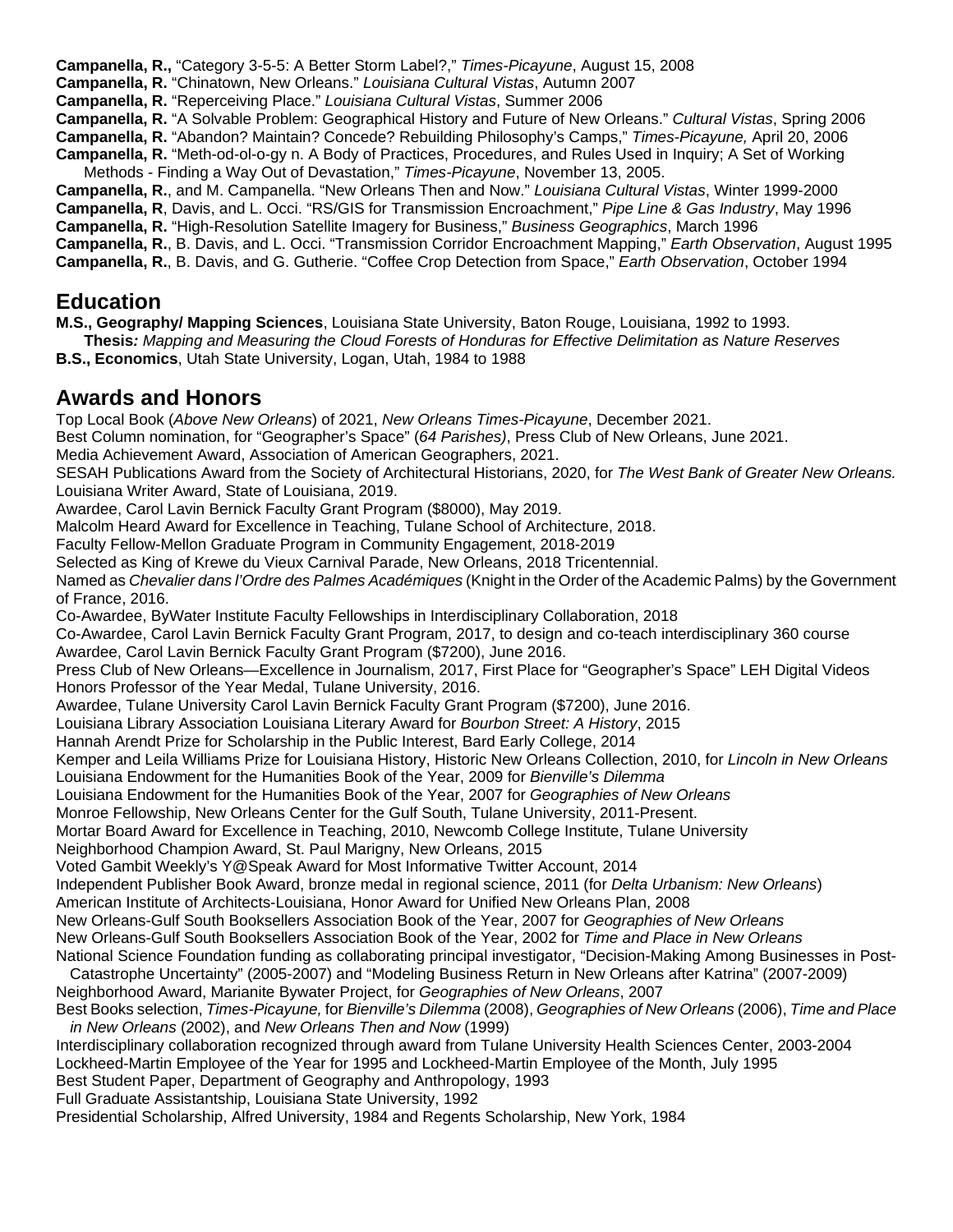**Campanella, R.,** “Category 3-5-5: A Better Storm Label?,” *Times-Picayune*, August 15, 2008

**Campanella, R.** “Chinatown, New Orleans.” *Louisiana Cultural Vistas*, Autumn 2007

**Campanella, R.** “Reperceiving Place.” *Louisiana Cultural Vistas*, Summer 2006

**Campanella, R.** “A Solvable Problem: Geographical History and Future of New Orleans.” *Cultural Vistas*, Spring 2006

**Campanella, R.** “Abandon? Maintain? Concede? Rebuilding Philosophy’s Camps,” *Times-Picayune,* April 20, 2006

**Campanella, R.** “Meth-od-ol-o-gy n. A Body of Practices, Procedures, and Rules Used in Inquiry; A Set of Working Methods - Finding a Way Out of Devastation,” *Times-Picayune*, November 13, 2005.

**Campanella, R.**, and M. Campanella. “New Orleans Then and Now.” *Louisiana Cultural Vistas*, Winter 1999-2000

**Campanella, R**, Davis, and L. Occi. “RS/GIS for Transmission Encroachment,” *Pipe Line & Gas Industry*, May 1996

**Campanella, R.** “High-Resolution Satellite Imagery for Business,” *Business Geographics*, March 1996

**Campanella, R.**, B. Davis, and L. Occi. “Transmission Corridor Encroachment Mapping,” *Earth Observation*, August 1995

**Campanella, R.**, B. Davis, and G. Gutherie. “Coffee Crop Detection from Space,” *Earth Observation*, October 1994

## Education

**M.S., Geography/ Mapping Sciences**, Louisiana State University, Baton Rouge, Louisiana, 1992 to 1993.
**Thesis***: Mapping and Measuring the Cloud Forests of Honduras for Effective Delimitation as Nature Reserves*

**B.S., Economics**, Utah State University, Logan, Utah, 1984 to 1988

## Awards and Honors

Top Local Book (*Above New Orleans*) of 2021, *New Orleans Times-Picayune*, December 2021.

Best Column nomination, for “Geographer’s Space” (*64 Parishes)*, Press Club of New Orleans, June 2021.

Media Achievement Award, Association of American Geographers, 2021.

SESAH Publications Award from the Society of Architectural Historians, 2020, for *The West Bank of Greater New Orleans.*

Louisiana Writer Award, State of Louisiana, 2019.

Awardee, Carol Lavin Bernick Faculty Grant Program ($8000), May 2019.

Malcolm Heard Award for Excellence in Teaching, Tulane School of Architecture, 2018.

Faculty Fellow-Mellon Graduate Program in Community Engagement, 2018-2019

Selected as King of Krewe du Vieux Carnival Parade, New Orleans, 2018 Tricentennial.

Named as *Chevalier dans l’Ordre des Palmes Académiques* (Knight in the Order of the Academic Palms) by the Government of France, 2016.

Co-Awardee, ByWater Institute Faculty Fellowships in Interdisciplinary Collaboration, 2018

Co-Awardee, Carol Lavin Bernick Faculty Grant Program, 2017, to design and co-teach interdisciplinary 360 course

Awardee, Carol Lavin Bernick Faculty Grant Program ($7200), June 2016.

Press Club of New Orleans—Excellence in Journalism, 2017, First Place for “Geographer’s Space” LEH Digital Videos

Honors Professor of the Year Medal, Tulane University, 2016.

Awardee, Tulane University Carol Lavin Bernick Faculty Grant Program ($7200), June 2016.

Louisiana Library Association Louisiana Literary Award for *Bourbon Street: A History*, 2015

Hannah Arendt Prize for Scholarship in the Public Interest, Bard Early College, 2014

Kemper and Leila Williams Prize for Louisiana History, Historic New Orleans Collection, 2010, for *Lincoln in New Orleans*

Louisiana Endowment for the Humanities Book of the Year, 2009 for *Bienville’s Dilemma*

Louisiana Endowment for the Humanities Book of the Year, 2007 for *Geographies of New Orleans*

Monroe Fellowship, New Orleans Center for the Gulf South, Tulane University, 2011-Present.

Mortar Board Award for Excellence in Teaching, 2010, Newcomb College Institute, Tulane University

Neighborhood Champion Award, St. Paul Marigny, New Orleans, 2015

Voted Gambit Weekly’s Y@Speak Award for Most Informative Twitter Account, 2014

Independent Publisher Book Award, bronze medal in regional science, 2011 (for *Delta Urbanism: New Orleans*)

American Institute of Architects-Louisiana, Honor Award for Unified New Orleans Plan, 2008

New Orleans-Gulf South Booksellers Association Book of the Year, 2007 for *Geographies of New Orleans*

New Orleans-Gulf South Booksellers Association Book of the Year, 2002 for *Time and Place in New Orleans*

National Science Foundation funding as collaborating principal investigator, “Decision-Making Among Businesses in Post-Catastrophe Uncertainty” (2005-2007) and “Modeling Business Return in New Orleans after Katrina” (2007-2009)

Neighborhood Award, Marianite Bywater Project, for *Geographies of New Orleans*, 2007

Best Books selection, *Times-Picayune,* for *Bienville’s Dilemma* (2008), *Geographies of New Orleans* (2006), *Time and Place in New Orleans* (2002), and *New Orleans Then and Now* (1999)

Interdisciplinary collaboration recognized through award from Tulane University Health Sciences Center, 2003-2004

Lockheed-Martin Employee of the Year for 1995 and Lockheed-Martin Employee of the Month, July 1995

Best Student Paper, Department of Geography and Anthropology, 1993

Full Graduate Assistantship, Louisiana State University, 1992

Presidential Scholarship, Alfred University, 1984 and Regents Scholarship, New York, 1984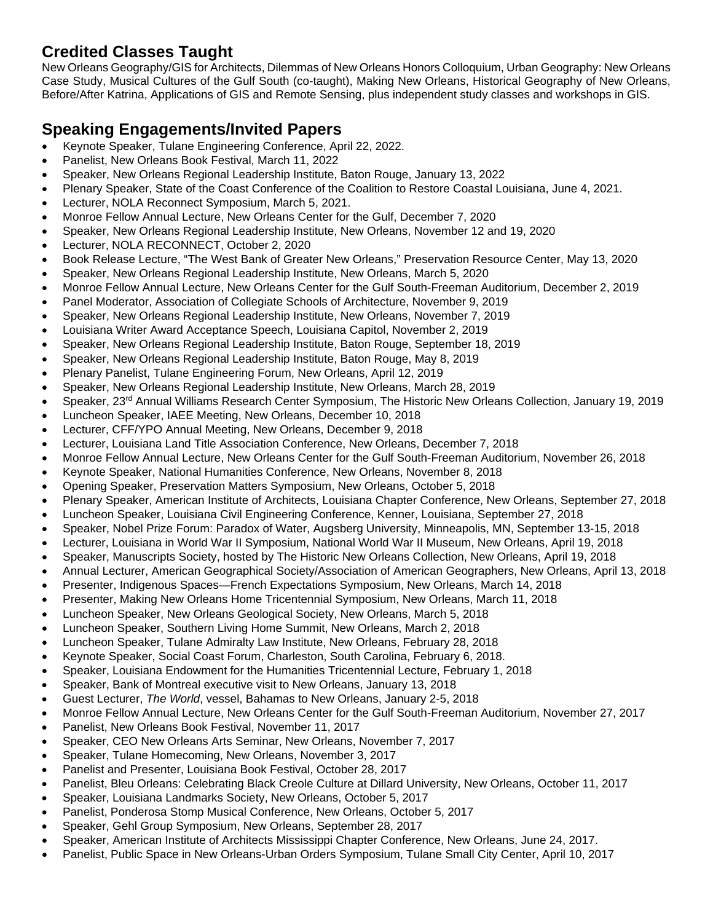## Credited Classes Taught

New Orleans Geography/GIS for Architects, Dilemmas of New Orleans Honors Colloquium, Urban Geography: New Orleans Case Study, Musical Cultures of the Gulf South (co-taught), Making New Orleans, Historical Geography of New Orleans, Before/After Katrina, Applications of GIS and Remote Sensing, plus independent study classes and workshops in GIS.

## Speaking Engagements/Invited Papers

- Keynote Speaker, Tulane Engineering Conference, April 22, 2022.
- Panelist, New Orleans Book Festival, March 11, 2022
- Speaker, New Orleans Regional Leadership Institute, Baton Rouge, January 13, 2022
- Plenary Speaker, State of the Coast Conference of the Coalition to Restore Coastal Louisiana, June 4, 2021.
- Lecturer, NOLA Reconnect Symposium, March 5, 2021.
- Monroe Fellow Annual Lecture, New Orleans Center for the Gulf, December 7, 2020
- Speaker, New Orleans Regional Leadership Institute, New Orleans, November 12 and 19, 2020
- Lecturer, NOLA RECONNECT, October 2, 2020
- Book Release Lecture, "The West Bank of Greater New Orleans," Preservation Resource Center, May 13, 2020
- Speaker, New Orleans Regional Leadership Institute, New Orleans, March 5, 2020
- Monroe Fellow Annual Lecture, New Orleans Center for the Gulf South-Freeman Auditorium, December 2, 2019
- Panel Moderator, Association of Collegiate Schools of Architecture, November 9, 2019
- Speaker, New Orleans Regional Leadership Institute, New Orleans, November 7, 2019
- Louisiana Writer Award Acceptance Speech, Louisiana Capitol, November 2, 2019
- Speaker, New Orleans Regional Leadership Institute, Baton Rouge, September 18, 2019
- Speaker, New Orleans Regional Leadership Institute, Baton Rouge, May 8, 2019
- Plenary Panelist, Tulane Engineering Forum, New Orleans, April 12, 2019
- Speaker, New Orleans Regional Leadership Institute, New Orleans, March 28, 2019
- Speaker, 23rd Annual Williams Research Center Symposium, The Historic New Orleans Collection, January 19, 2019
- Luncheon Speaker, IAEE Meeting, New Orleans, December 10, 2018
- Lecturer, CFF/YPO Annual Meeting, New Orleans, December 9, 2018
- Lecturer, Louisiana Land Title Association Conference, New Orleans, December 7, 2018
- Monroe Fellow Annual Lecture, New Orleans Center for the Gulf South-Freeman Auditorium, November 26, 2018
- Keynote Speaker, National Humanities Conference, New Orleans, November 8, 2018
- Opening Speaker, Preservation Matters Symposium, New Orleans, October 5, 2018
- Plenary Speaker, American Institute of Architects, Louisiana Chapter Conference, New Orleans, September 27, 2018
- Luncheon Speaker, Louisiana Civil Engineering Conference, Kenner, Louisiana, September 27, 2018
- Speaker, Nobel Prize Forum: Paradox of Water, Augsberg University, Minneapolis, MN, September 13-15, 2018
- Lecturer, Louisiana in World War II Symposium, National World War II Museum, New Orleans, April 19, 2018
- Speaker, Manuscripts Society, hosted by The Historic New Orleans Collection, New Orleans, April 19, 2018
- Annual Lecturer, American Geographical Society/Association of American Geographers, New Orleans, April 13, 2018
- Presenter, Indigenous Spaces—French Expectations Symposium, New Orleans, March 14, 2018
- Presenter, Making New Orleans Home Tricentennial Symposium, New Orleans, March 11, 2018
- Luncheon Speaker, New Orleans Geological Society, New Orleans, March 5, 2018
- Luncheon Speaker, Southern Living Home Summit, New Orleans, March 2, 2018
- Luncheon Speaker, Tulane Admiralty Law Institute, New Orleans, February 28, 2018
- Keynote Speaker, Social Coast Forum, Charleston, South Carolina, February 6, 2018.
- Speaker, Louisiana Endowment for the Humanities Tricentennial Lecture, February 1, 2018
- Speaker, Bank of Montreal executive visit to New Orleans, January 13, 2018
- Guest Lecturer, *The World*, vessel, Bahamas to New Orleans, January 2-5, 2018
- Monroe Fellow Annual Lecture, New Orleans Center for the Gulf South-Freeman Auditorium, November 27, 2017
- Panelist, New Orleans Book Festival, November 11, 2017
- Speaker, CEO New Orleans Arts Seminar, New Orleans, November 7, 2017
- Speaker, Tulane Homecoming, New Orleans, November 3, 2017
- Panelist and Presenter, Louisiana Book Festival, October 28, 2017
- Panelist, Bleu Orleans: Celebrating Black Creole Culture at Dillard University, New Orleans, October 11, 2017
- Speaker, Louisiana Landmarks Society, New Orleans, October 5, 2017
- Panelist, Ponderosa Stomp Musical Conference, New Orleans, October 5, 2017
- Speaker, Gehl Group Symposium, New Orleans, September 28, 2017
- Speaker, American Institute of Architects Mississippi Chapter Conference, New Orleans, June 24, 2017.
- Panelist, Public Space in New Orleans-Urban Orders Symposium, Tulane Small City Center, April 10, 2017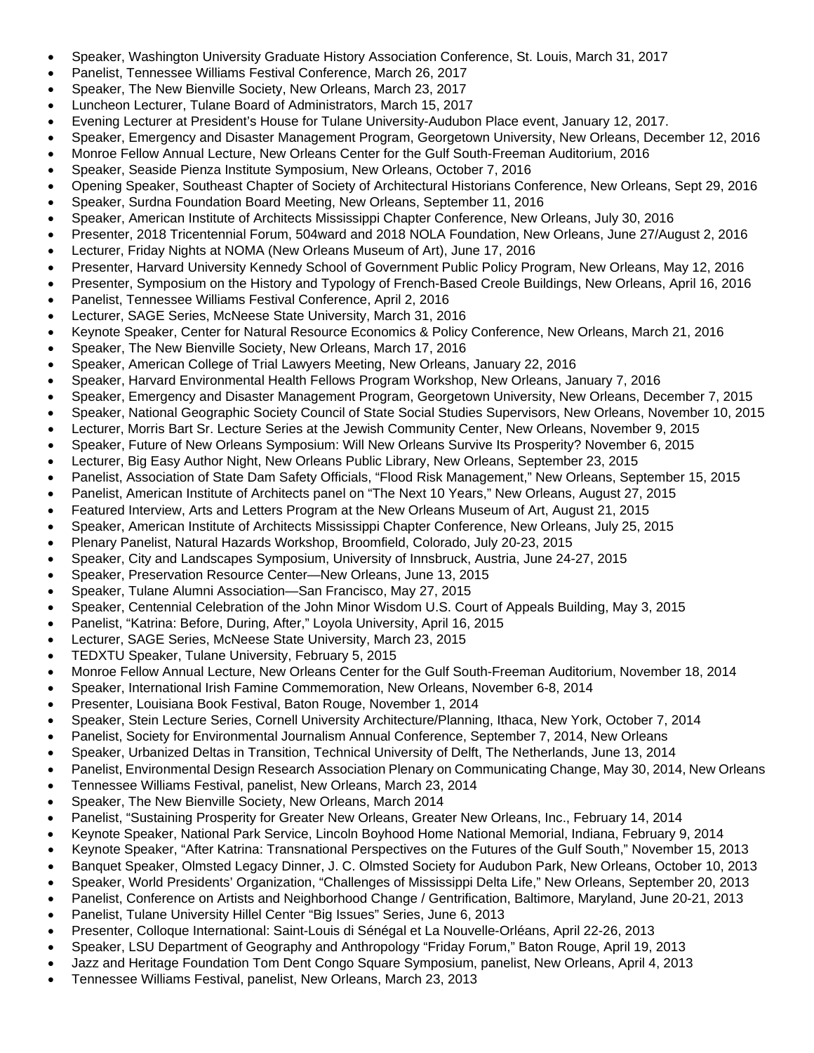- Speaker, Washington University Graduate History Association Conference, St. Louis, March 31, 2017
- Panelist, Tennessee Williams Festival Conference, March 26, 2017
- Speaker, The New Bienville Society, New Orleans, March 23, 2017
- Luncheon Lecturer, Tulane Board of Administrators, March 15, 2017
- Evening Lecturer at President's House for Tulane University-Audubon Place event, January 12, 2017.
- Speaker, Emergency and Disaster Management Program, Georgetown University, New Orleans, December 12, 2016
- Monroe Fellow Annual Lecture, New Orleans Center for the Gulf South-Freeman Auditorium, 2016
- Speaker, Seaside Pienza Institute Symposium, New Orleans, October 7, 2016
- Opening Speaker, Southeast Chapter of Society of Architectural Historians Conference, New Orleans, Sept 29, 2016
- Speaker, Surdna Foundation Board Meeting, New Orleans, September 11, 2016
- Speaker, American Institute of Architects Mississippi Chapter Conference, New Orleans, July 30, 2016
- Presenter, 2018 Tricentennial Forum, 504ward and 2018 NOLA Foundation, New Orleans, June 27/August 2, 2016
- Lecturer, Friday Nights at NOMA (New Orleans Museum of Art), June 17, 2016
- Presenter, Harvard University Kennedy School of Government Public Policy Program, New Orleans, May 12, 2016
- Presenter, Symposium on the History and Typology of French-Based Creole Buildings, New Orleans, April 16, 2016
- Panelist, Tennessee Williams Festival Conference, April 2, 2016
- Lecturer, SAGE Series, McNeese State University, March 31, 2016
- Keynote Speaker, Center for Natural Resource Economics & Policy Conference, New Orleans, March 21, 2016
- Speaker, The New Bienville Society, New Orleans, March 17, 2016
- Speaker, American College of Trial Lawyers Meeting, New Orleans, January 22, 2016
- Speaker, Harvard Environmental Health Fellows Program Workshop, New Orleans, January 7, 2016
- Speaker, Emergency and Disaster Management Program, Georgetown University, New Orleans, December 7, 2015
- Speaker, National Geographic Society Council of State Social Studies Supervisors, New Orleans, November 10, 2015
- Lecturer, Morris Bart Sr. Lecture Series at the Jewish Community Center, New Orleans, November 9, 2015
- Speaker, Future of New Orleans Symposium: Will New Orleans Survive Its Prosperity? November 6, 2015
- Lecturer, Big Easy Author Night, New Orleans Public Library, New Orleans, September 23, 2015
- Panelist, Association of State Dam Safety Officials, "Flood Risk Management," New Orleans, September 15, 2015
- Panelist, American Institute of Architects panel on "The Next 10 Years," New Orleans, August 27, 2015
- Featured Interview, Arts and Letters Program at the New Orleans Museum of Art, August 21, 2015
- Speaker, American Institute of Architects Mississippi Chapter Conference, New Orleans, July 25, 2015
- Plenary Panelist, Natural Hazards Workshop, Broomfield, Colorado, July 20-23, 2015
- Speaker, City and Landscapes Symposium, University of Innsbruck, Austria, June 24-27, 2015
- Speaker, Preservation Resource Center—New Orleans, June 13, 2015
- Speaker, Tulane Alumni Association—San Francisco, May 27, 2015
- Speaker, Centennial Celebration of the John Minor Wisdom U.S. Court of Appeals Building, May 3, 2015
- Panelist, "Katrina: Before, During, After," Loyola University, April 16, 2015
- Lecturer, SAGE Series, McNeese State University, March 23, 2015
- TEDXTU Speaker, Tulane University, February 5, 2015
- Monroe Fellow Annual Lecture, New Orleans Center for the Gulf South-Freeman Auditorium, November 18, 2014
- Speaker, International Irish Famine Commemoration, New Orleans, November 6-8, 2014
- Presenter, Louisiana Book Festival, Baton Rouge, November 1, 2014
- Speaker, Stein Lecture Series, Cornell University Architecture/Planning, Ithaca, New York, October 7, 2014
- Panelist, Society for Environmental Journalism Annual Conference, September 7, 2014, New Orleans
- Speaker, Urbanized Deltas in Transition, Technical University of Delft, The Netherlands, June 13, 2014
- Panelist, Environmental Design Research Association Plenary on Communicating Change, May 30, 2014, New Orleans
- Tennessee Williams Festival, panelist, New Orleans, March 23, 2014
- Speaker, The New Bienville Society, New Orleans, March 2014
- Panelist, "Sustaining Prosperity for Greater New Orleans, Greater New Orleans, Inc., February 14, 2014
- Keynote Speaker, National Park Service, Lincoln Boyhood Home National Memorial, Indiana, February 9, 2014
- Keynote Speaker, "After Katrina: Transnational Perspectives on the Futures of the Gulf South," November 15, 2013
- Banquet Speaker, Olmsted Legacy Dinner, J. C. Olmsted Society for Audubon Park, New Orleans, October 10, 2013
- Speaker, World Presidents' Organization, "Challenges of Mississippi Delta Life," New Orleans, September 20, 2013
- Panelist, Conference on Artists and Neighborhood Change / Gentrification, Baltimore, Maryland, June 20-21, 2013
- Panelist, Tulane University Hillel Center "Big Issues" Series, June 6, 2013
- Presenter, Colloque International: Saint-Louis di Sénégal et La Nouvelle-Orléans, April 22-26, 2013
- Speaker, LSU Department of Geography and Anthropology "Friday Forum," Baton Rouge, April 19, 2013
- Jazz and Heritage Foundation Tom Dent Congo Square Symposium, panelist, New Orleans, April 4, 2013
- Tennessee Williams Festival, panelist, New Orleans, March 23, 2013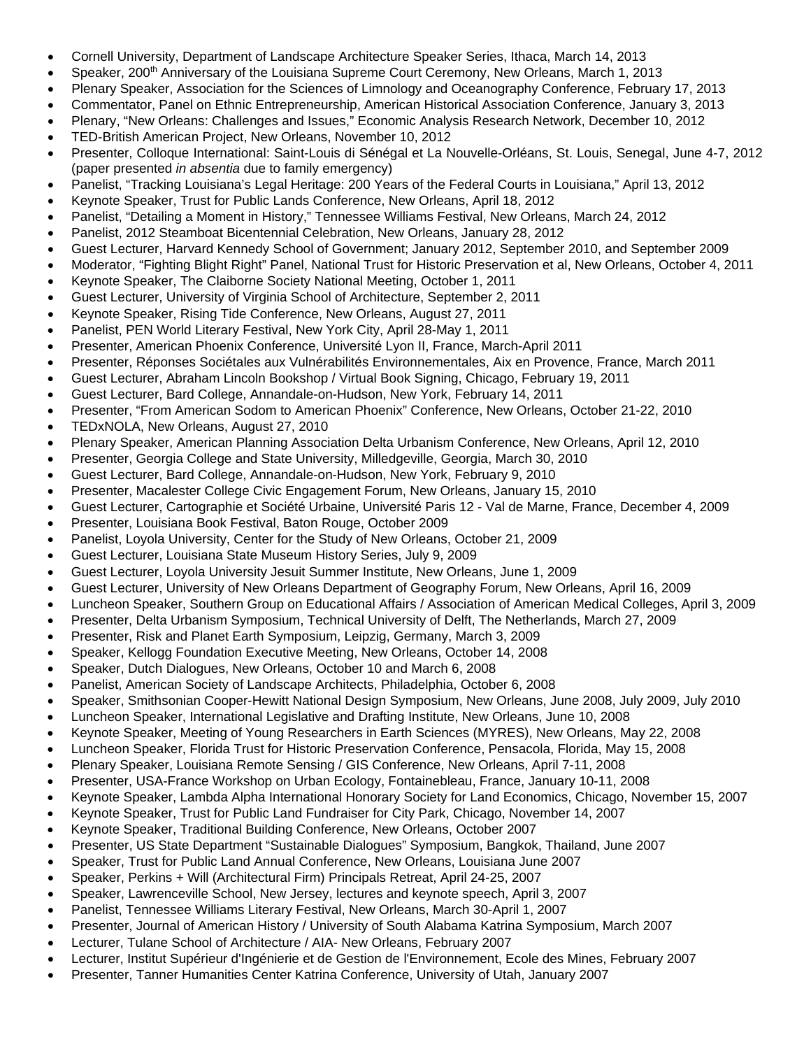- Cornell University, Department of Landscape Architecture Speaker Series, Ithaca, March 14, 2013
- Speaker, 200th Anniversary of the Louisiana Supreme Court Ceremony, New Orleans, March 1, 2013
- Plenary Speaker, Association for the Sciences of Limnology and Oceanography Conference, February 17, 2013
- Commentator, Panel on Ethnic Entrepreneurship, American Historical Association Conference, January 3, 2013
- Plenary, "New Orleans: Challenges and Issues," Economic Analysis Research Network, December 10, 2012
- TED-British American Project, New Orleans, November 10, 2012
- Presenter, Colloque International: Saint-Louis di Sénégal et La Nouvelle-Orléans, St. Louis, Senegal, June 4-7, 2012 (paper presented *in absentia* due to family emergency)
- Panelist, "Tracking Louisiana's Legal Heritage: 200 Years of the Federal Courts in Louisiana," April 13, 2012
- Keynote Speaker, Trust for Public Lands Conference, New Orleans, April 18, 2012
- Panelist, "Detailing a Moment in History," Tennessee Williams Festival, New Orleans, March 24, 2012
- Panelist, 2012 Steamboat Bicentennial Celebration, New Orleans, January 28, 2012
- Guest Lecturer, Harvard Kennedy School of Government; January 2012, September 2010, and September 2009
- Moderator, "Fighting Blight Right" Panel, National Trust for Historic Preservation et al, New Orleans, October 4, 2011
- Keynote Speaker, The Claiborne Society National Meeting, October 1, 2011
- Guest Lecturer, University of Virginia School of Architecture, September 2, 2011
- Keynote Speaker, Rising Tide Conference, New Orleans, August 27, 2011
- Panelist, PEN World Literary Festival, New York City, April 28-May 1, 2011
- Presenter, American Phoenix Conference, Université Lyon II, France, March-April 2011
- Presenter, Réponses Sociétales aux Vulnérabilités Environnementales, Aix en Provence, France, March 2011
- Guest Lecturer, Abraham Lincoln Bookshop / Virtual Book Signing, Chicago, February 19, 2011
- Guest Lecturer, Bard College, Annandale-on-Hudson, New York, February 14, 2011
- Presenter, "From American Sodom to American Phoenix" Conference, New Orleans, October 21-22, 2010
- TEDxNOLA, New Orleans, August 27, 2010
- Plenary Speaker, American Planning Association Delta Urbanism Conference, New Orleans, April 12, 2010
- Presenter, Georgia College and State University, Milledgeville, Georgia, March 30, 2010
- Guest Lecturer, Bard College, Annandale-on-Hudson, New York, February 9, 2010
- Presenter, Macalester College Civic Engagement Forum, New Orleans, January 15, 2010
- Guest Lecturer, Cartographie et Société Urbaine, Université Paris 12 - Val de Marne, France, December 4, 2009
- Presenter, Louisiana Book Festival, Baton Rouge, October 2009
- Panelist, Loyola University, Center for the Study of New Orleans, October 21, 2009
- Guest Lecturer, Louisiana State Museum History Series, July 9, 2009
- Guest Lecturer, Loyola University Jesuit Summer Institute, New Orleans, June 1, 2009
- Guest Lecturer, University of New Orleans Department of Geography Forum, New Orleans, April 16, 2009
- Luncheon Speaker, Southern Group on Educational Affairs / Association of American Medical Colleges, April 3, 2009
- Presenter, Delta Urbanism Symposium, Technical University of Delft, The Netherlands, March 27, 2009
- Presenter, Risk and Planet Earth Symposium, Leipzig, Germany, March 3, 2009
- Speaker, Kellogg Foundation Executive Meeting, New Orleans, October 14, 2008
- Speaker, Dutch Dialogues, New Orleans, October 10 and March 6, 2008
- Panelist, American Society of Landscape Architects, Philadelphia, October 6, 2008
- Speaker, Smithsonian Cooper-Hewitt National Design Symposium, New Orleans, June 2008, July 2009, July 2010
- Luncheon Speaker, International Legislative and Drafting Institute, New Orleans, June 10, 2008
- Keynote Speaker, Meeting of Young Researchers in Earth Sciences (MYRES), New Orleans, May 22, 2008
- Luncheon Speaker, Florida Trust for Historic Preservation Conference, Pensacola, Florida, May 15, 2008
- Plenary Speaker, Louisiana Remote Sensing / GIS Conference, New Orleans, April 7-11, 2008
- Presenter, USA-France Workshop on Urban Ecology, Fontainebleau, France, January 10-11, 2008
- Keynote Speaker, Lambda Alpha International Honorary Society for Land Economics, Chicago, November 15, 2007
- Keynote Speaker, Trust for Public Land Fundraiser for City Park, Chicago, November 14, 2007
- Keynote Speaker, Traditional Building Conference, New Orleans, October 2007
- Presenter, US State Department "Sustainable Dialogues" Symposium, Bangkok, Thailand, June 2007
- Speaker, Trust for Public Land Annual Conference, New Orleans, Louisiana June 2007
- Speaker, Perkins + Will (Architectural Firm) Principals Retreat, April 24-25, 2007
- Speaker, Lawrenceville School, New Jersey, lectures and keynote speech, April 3, 2007
- Panelist, Tennessee Williams Literary Festival, New Orleans, March 30-April 1, 2007
- Presenter, Journal of American History / University of South Alabama Katrina Symposium, March 2007
- Lecturer, Tulane School of Architecture / AIA- New Orleans, February 2007
- Lecturer, Institut Supérieur d'Ingénierie et de Gestion de l'Environnement, Ecole des Mines, February 2007
- Presenter, Tanner Humanities Center Katrina Conference, University of Utah, January 2007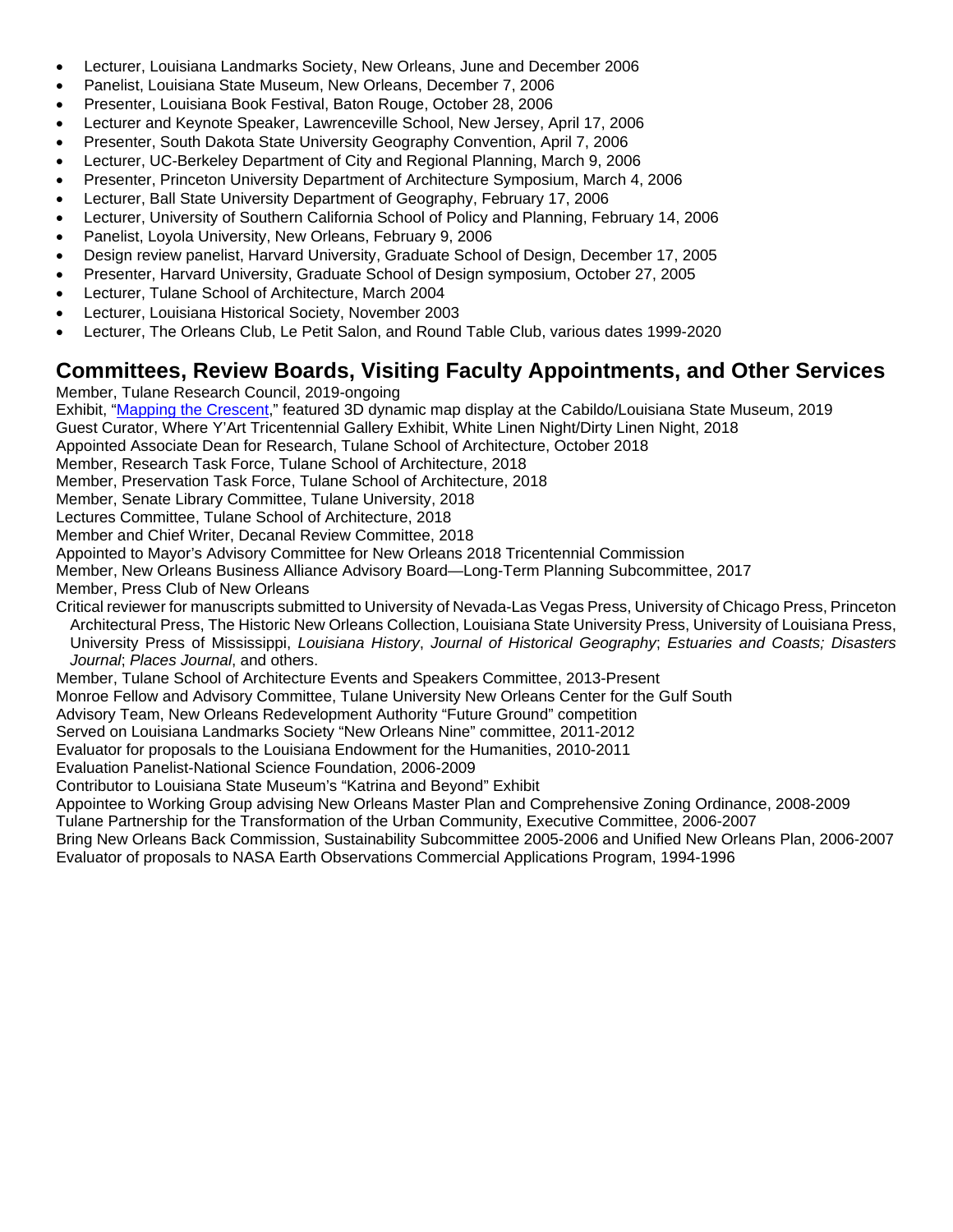- Lecturer, Louisiana Landmarks Society, New Orleans, June and December 2006
- Panelist, Louisiana State Museum, New Orleans, December 7, 2006
- Presenter, Louisiana Book Festival, Baton Rouge, October 28, 2006
- Lecturer and Keynote Speaker, Lawrenceville School, New Jersey, April 17, 2006
- Presenter, South Dakota State University Geography Convention, April 7, 2006
- Lecturer, UC-Berkeley Department of City and Regional Planning, March 9, 2006
- Presenter, Princeton University Department of Architecture Symposium, March 4, 2006
- Lecturer, Ball State University Department of Geography, February 17, 2006
- Lecturer, University of Southern California School of Policy and Planning, February 14, 2006
- Panelist, Loyola University, New Orleans, February 9, 2006
- Design review panelist, Harvard University, Graduate School of Design, December 17, 2005
- Presenter, Harvard University, Graduate School of Design symposium, October 27, 2005
- Lecturer, Tulane School of Architecture, March 2004
- Lecturer, Louisiana Historical Society, November 2003
- Lecturer, The Orleans Club, Le Petit Salon, and Round Table Club, various dates 1999-2020

## Committees, Review Boards, Visiting Faculty Appointments, and Other Services

Member, Tulane Research Council, 2019-ongoing

Exhibit, "Mapping the Crescent," featured 3D dynamic map display at the Cabildo/Louisiana State Museum, 2019

Guest Curator, Where Y'Art Tricentennial Gallery Exhibit, White Linen Night/Dirty Linen Night, 2018

Appointed Associate Dean for Research, Tulane School of Architecture, October 2018

Member, Research Task Force, Tulane School of Architecture, 2018

Member, Preservation Task Force, Tulane School of Architecture, 2018

Member, Senate Library Committee, Tulane University, 2018

Lectures Committee, Tulane School of Architecture, 2018

Member and Chief Writer, Decanal Review Committee, 2018

Appointed to Mayor's Advisory Committee for New Orleans 2018 Tricentennial Commission

Member, New Orleans Business Alliance Advisory Board—Long-Term Planning Subcommittee, 2017

Member, Press Club of New Orleans

Critical reviewer for manuscripts submitted to University of Nevada-Las Vegas Press, University of Chicago Press, Princeton Architectural Press, The Historic New Orleans Collection, Louisiana State University Press, University of Louisiana Press, University Press of Mississippi, *Louisiana History*, *Journal of Historical Geography*; *Estuaries and Coasts; Disasters Journal*; *Places Journal*, and others.

Member, Tulane School of Architecture Events and Speakers Committee, 2013-Present

Monroe Fellow and Advisory Committee, Tulane University New Orleans Center for the Gulf South

Advisory Team, New Orleans Redevelopment Authority "Future Ground" competition

Served on Louisiana Landmarks Society "New Orleans Nine" committee, 2011-2012

Evaluator for proposals to the Louisiana Endowment for the Humanities, 2010-2011

Evaluation Panelist-National Science Foundation, 2006-2009

Contributor to Louisiana State Museum's "Katrina and Beyond" Exhibit

Appointee to Working Group advising New Orleans Master Plan and Comprehensive Zoning Ordinance, 2008-2009

Tulane Partnership for the Transformation of the Urban Community, Executive Committee, 2006-2007

Bring New Orleans Back Commission, Sustainability Subcommittee 2005-2006 and Unified New Orleans Plan, 2006-2007

Evaluator of proposals to NASA Earth Observations Commercial Applications Program, 1994-1996